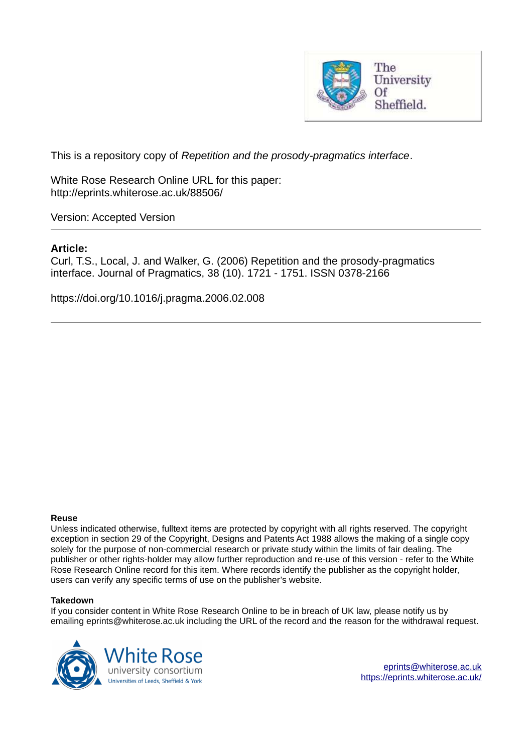This is a repository copy of *Repetition and the prosody-pragmatics interface*.

White Rose Research Online URL for this paper:
http://eprints.whiterose.ac.uk/88506/

Version: Accepted Version

---

**Article:**

Curl, T.S., Local, J. and Walker, G. (2006) Repetition and the prosody-pragmatics interface. Journal of Pragmatics, 38 (10). 1721 - 1751. ISSN 0378-2166

https://doi.org/10.1016/j.pragma.2006.02.008

---

**Reuse**

Unless indicated otherwise, fulltext items are protected by copyright with all rights reserved. The copyright exception in section 29 of the Copyright, Designs and Patents Act 1988 allows the making of a single copy solely for the purpose of non-commercial research or private study within the limits of fair dealing. The publisher or other rights-holder may allow further reproduction and re-use of this version - refer to the White Rose Research Online record for this item. Where records identify the publisher as the copyright holder, users can verify any specific terms of use on the publisher's website.

**Takedown**

If you consider content in White Rose Research Online to be in breach of UK law, please notify us by emailing eprints@whiterose.ac.uk including the URL of the record and the reason for the withdrawal request.

eprints@whiterose.ac.uk
https://eprints.whiterose.ac.uk/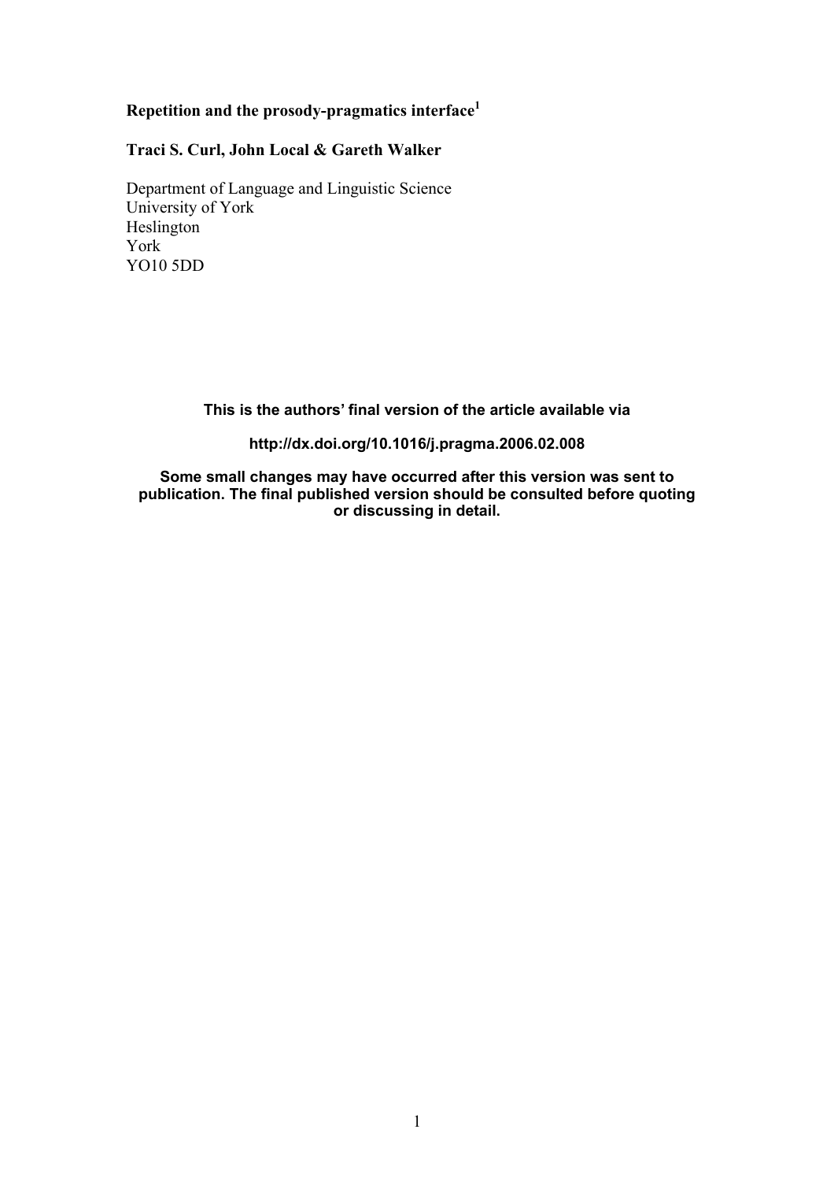**Repetition and the prosody-pragmatics interface[1]**

**Traci S. Curl, John Local & Gareth Walker**

Department of Language and Linguistic Science
University of York
Heslington
York
YO10 5DD

**This is the authors' final version of the article available via**

**http://dx.doi.org/10.1016/j.pragma.2006.02.008**

**Some small changes may have occurred after this version was sent to publication. The final published version should be consulted before quoting or discussing in detail.**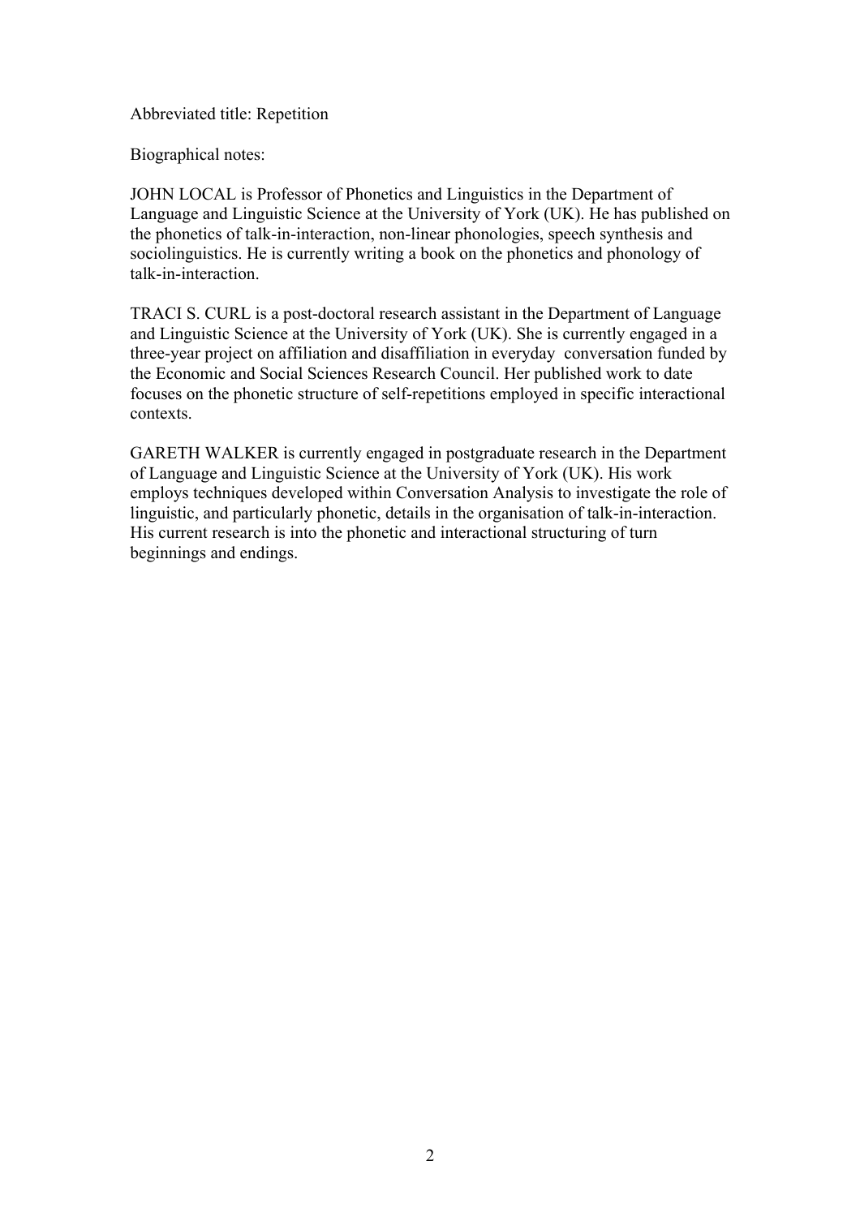Abbreviated title: Repetition

Biographical notes:

JOHN LOCAL is Professor of Phonetics and Linguistics in the Department of Language and Linguistic Science at the University of York (UK). He has published on the phonetics of talk-in-interaction, non-linear phonologies, speech synthesis and sociolinguistics. He is currently writing a book on the phonetics and phonology of talk-in-interaction.

TRACI S. CURL is a post-doctoral research assistant in the Department of Language and Linguistic Science at the University of York (UK). She is currently engaged in a three-year project on affiliation and disaffiliation in everyday conversation funded by the Economic and Social Sciences Research Council. Her published work to date focuses on the phonetic structure of self-repetitions employed in specific interactional contexts.

GARETH WALKER is currently engaged in postgraduate research in the Department of Language and Linguistic Science at the University of York (UK). His work employs techniques developed within Conversation Analysis to investigate the role of linguistic, and particularly phonetic, details in the organisation of talk-in-interaction. His current research is into the phonetic and interactional structuring of turn beginnings and endings.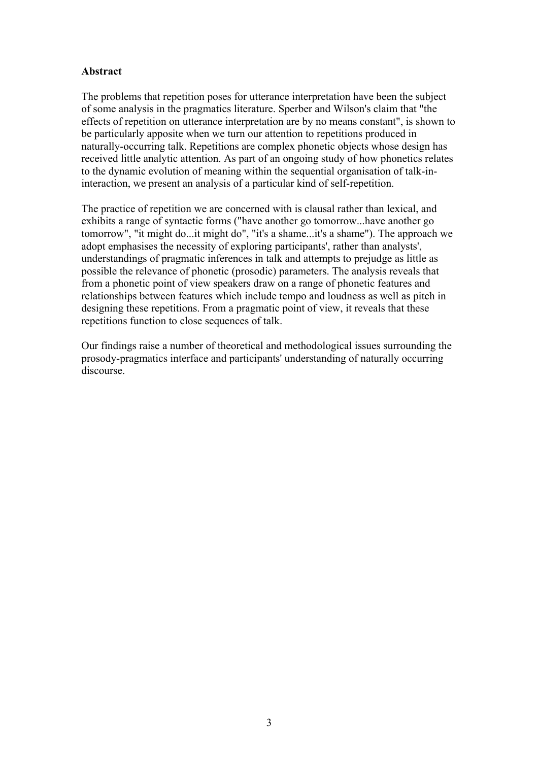**Abstract**

The problems that repetition poses for utterance interpretation have been the subject of some analysis in the pragmatics literature. Sperber and Wilson's claim that "the effects of repetition on utterance interpretation are by no means constant", is shown to be particularly apposite when we turn our attention to repetitions produced in naturally-occurring talk. Repetitions are complex phonetic objects whose design has received little analytic attention. As part of an ongoing study of how phonetics relates to the dynamic evolution of meaning within the sequential organisation of talk-in-interaction, we present an analysis of a particular kind of self-repetition.

The practice of repetition we are concerned with is clausal rather than lexical, and exhibits a range of syntactic forms ("have another go tomorrow...have another go tomorrow", "it might do...it might do", "it's a shame...it's a shame"). The approach we adopt emphasises the necessity of exploring participants', rather than analysts', understandings of pragmatic inferences in talk and attempts to prejudge as little as possible the relevance of phonetic (prosodic) parameters. The analysis reveals that from a phonetic point of view speakers draw on a range of phonetic features and relationships between features which include tempo and loudness as well as pitch in designing these repetitions. From a pragmatic point of view, it reveals that these repetitions function to close sequences of talk.

Our findings raise a number of theoretical and methodological issues surrounding the prosody-pragmatics interface and participants' understanding of naturally occurring discourse.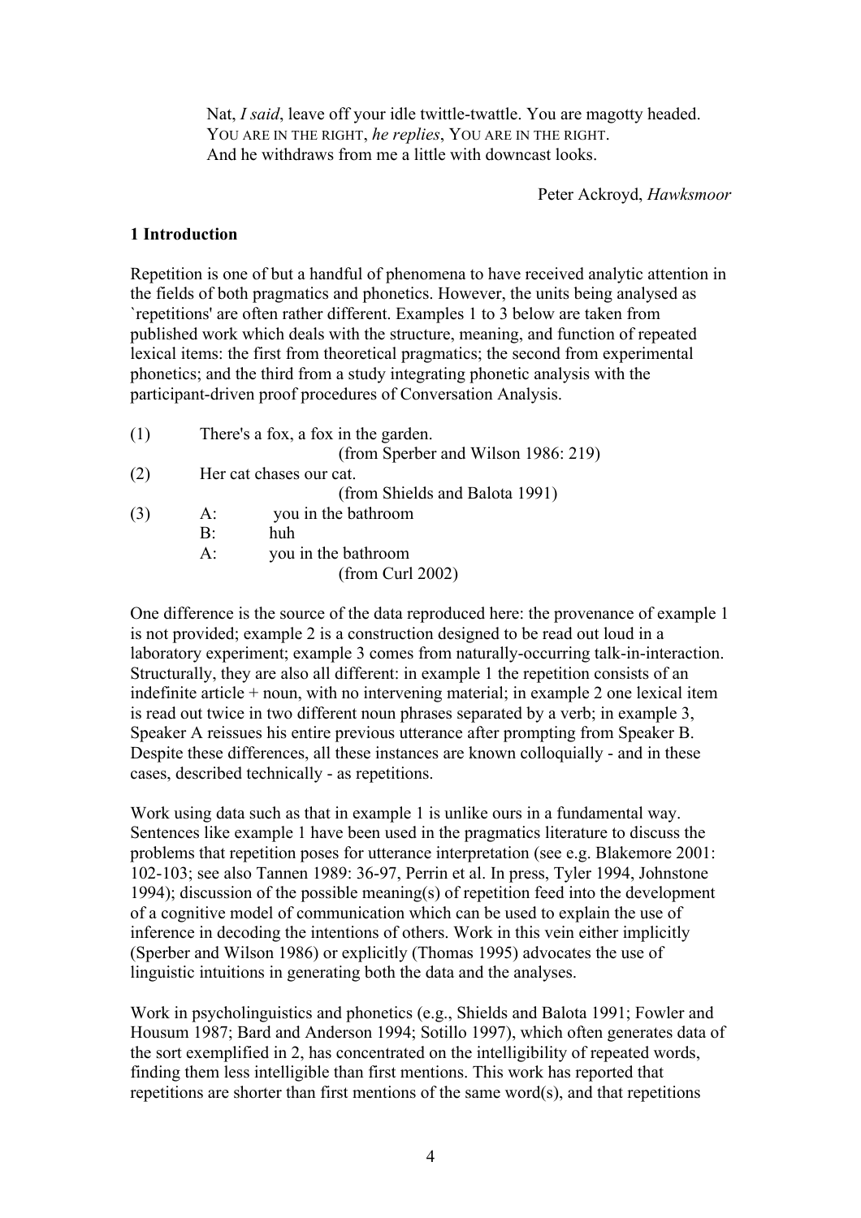> Nat, *I said*, leave off your idle twittle-twattle. You are magotty headed.
> YOU ARE IN THE RIGHT, *he replies*, YOU ARE IN THE RIGHT.
> And he withdraws from me a little with downcast looks.
>
> Peter Ackroyd, *Hawksmoor*

## 1 Introduction

Repetition is one of but a handful of phenomena to have received analytic attention in the fields of both pragmatics and phonetics. However, the units being analysed as `repetitions' are often rather different. Examples 1 to 3 below are taken from published work which deals with the structure, meaning, and function of repeated lexical items: the first from theoretical pragmatics; the second from experimental phonetics; and the third from a study integrating phonetic analysis with the participant-driven proof procedures of Conversation Analysis.

(1) There's a fox, a fox in the garden.
(from Sperber and Wilson 1986: 219)

(2) Her cat chases our cat.
(from Shields and Balota 1991)

(3)
A: you in the bathroom
B: huh
A: you in the bathroom
(from Curl 2002)

One difference is the source of the data reproduced here: the provenance of example 1 is not provided; example 2 is a construction designed to be read out loud in a laboratory experiment; example 3 comes from naturally-occurring talk-in-interaction. Structurally, they are also all different: in example 1 the repetition consists of an indefinite article + noun, with no intervening material; in example 2 one lexical item is read out twice in two different noun phrases separated by a verb; in example 3, Speaker A reissues his entire previous utterance after prompting from Speaker B. Despite these differences, all these instances are known colloquially - and in these cases, described technically - as repetitions.

Work using data such as that in example 1 is unlike ours in a fundamental way. Sentences like example 1 have been used in the pragmatics literature to discuss the problems that repetition poses for utterance interpretation (see e.g. Blakemore 2001: 102-103; see also Tannen 1989: 36-97, Perrin et al. In press, Tyler 1994, Johnstone 1994); discussion of the possible meaning(s) of repetition feed into the development of a cognitive model of communication which can be used to explain the use of inference in decoding the intentions of others. Work in this vein either implicitly (Sperber and Wilson 1986) or explicitly (Thomas 1995) advocates the use of linguistic intuitions in generating both the data and the analyses.

Work in psycholinguistics and phonetics (e.g., Shields and Balota 1991; Fowler and Housum 1987; Bard and Anderson 1994; Sotillo 1997), which often generates data of the sort exemplified in 2, has concentrated on the intelligibility of repeated words, finding them less intelligible than first mentions. This work has reported that repetitions are shorter than first mentions of the same word(s), and that repetitions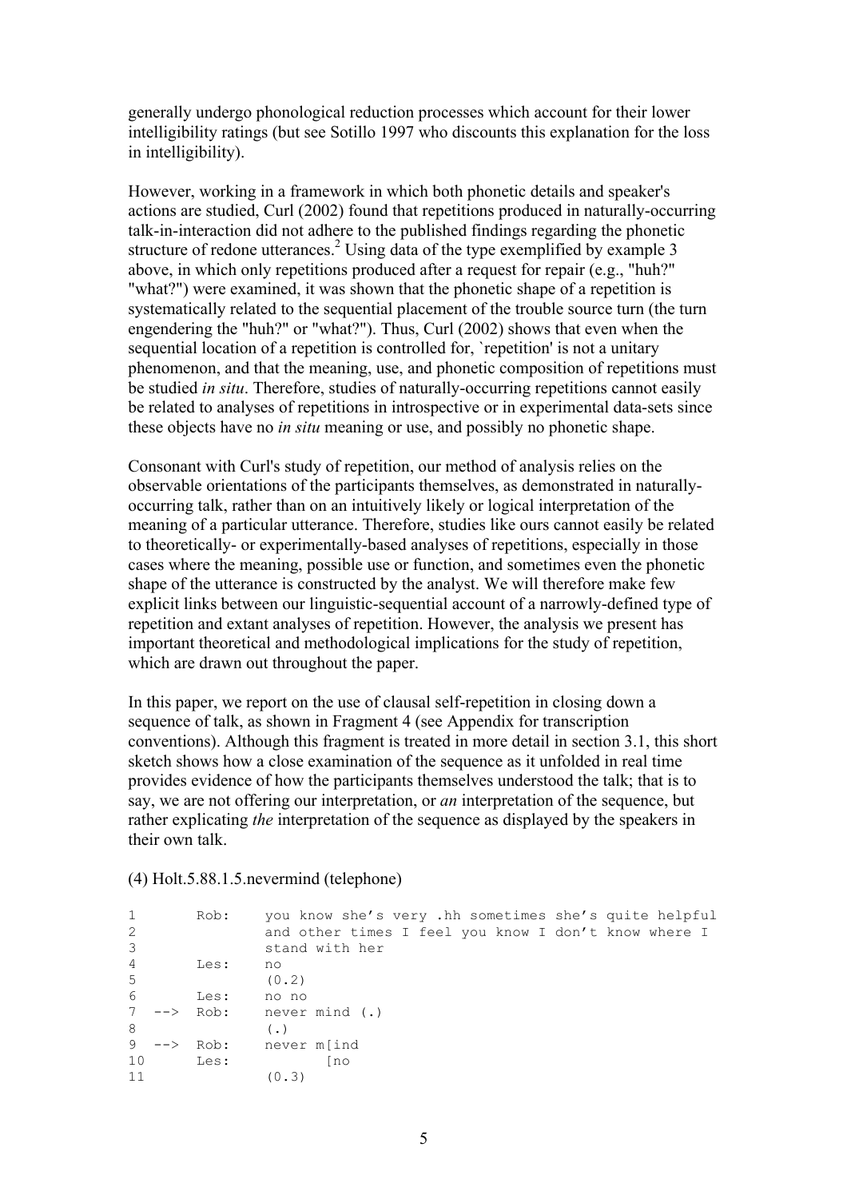generally undergo phonological reduction processes which account for their lower intelligibility ratings (but see Sotillo 1997 who discounts this explanation for the loss in intelligibility).

However, working in a framework in which both phonetic details and speaker's actions are studied, Curl (2002) found that repetitions produced in naturally-occurring talk-in-interaction did not adhere to the published findings regarding the phonetic structure of redone utterances.[2] Using data of the type exemplified by example 3 above, in which only repetitions produced after a request for repair (e.g., "huh?" "what?") were examined, it was shown that the phonetic shape of a repetition is systematically related to the sequential placement of the trouble source turn (the turn engendering the "huh?" or "what?"). Thus, Curl (2002) shows that even when the sequential location of a repetition is controlled for, `repetition' is not a unitary phenomenon, and that the meaning, use, and phonetic composition of repetitions must be studied *in situ*. Therefore, studies of naturally-occurring repetitions cannot easily be related to analyses of repetitions in introspective or in experimental data-sets since these objects have no *in situ* meaning or use, and possibly no phonetic shape.

Consonant with Curl's study of repetition, our method of analysis relies on the observable orientations of the participants themselves, as demonstrated in naturally-occurring talk, rather than on an intuitively likely or logical interpretation of the meaning of a particular utterance. Therefore, studies like ours cannot easily be related to theoretically- or experimentally-based analyses of repetitions, especially in those cases where the meaning, possible use or function, and sometimes even the phonetic shape of the utterance is constructed by the analyst. We will therefore make few explicit links between our linguistic-sequential account of a narrowly-defined type of repetition and extant analyses of repetition. However, the analysis we present has important theoretical and methodological implications for the study of repetition, which are drawn out throughout the paper.

In this paper, we report on the use of clausal self-repetition in closing down a sequence of talk, as shown in Fragment 4 (see Appendix for transcription conventions). Although this fragment is treated in more detail in section 3.1, this short sketch shows how a close examination of the sequence as it unfolded in real time provides evidence of how the participants themselves understood the talk; that is to say, we are not offering our interpretation, or *an* interpretation of the sequence, but rather explicating *the* interpretation of the sequence as displayed by the speakers in their own talk.

(4) Holt.5.88.1.5.nevermind (telephone)

```
1        Rob:    you know she's very .hh sometimes she's quite helpful
2                and other times I feel you know I don't know where I
3                stand with her
4        Les:    no
5                (0.2)
6        Les:    no no
7   -->  Rob:    never mind (.)
8                (.)
9   -->  Rob:    never m[ind
10       Les:           [no
11               (0.3)
```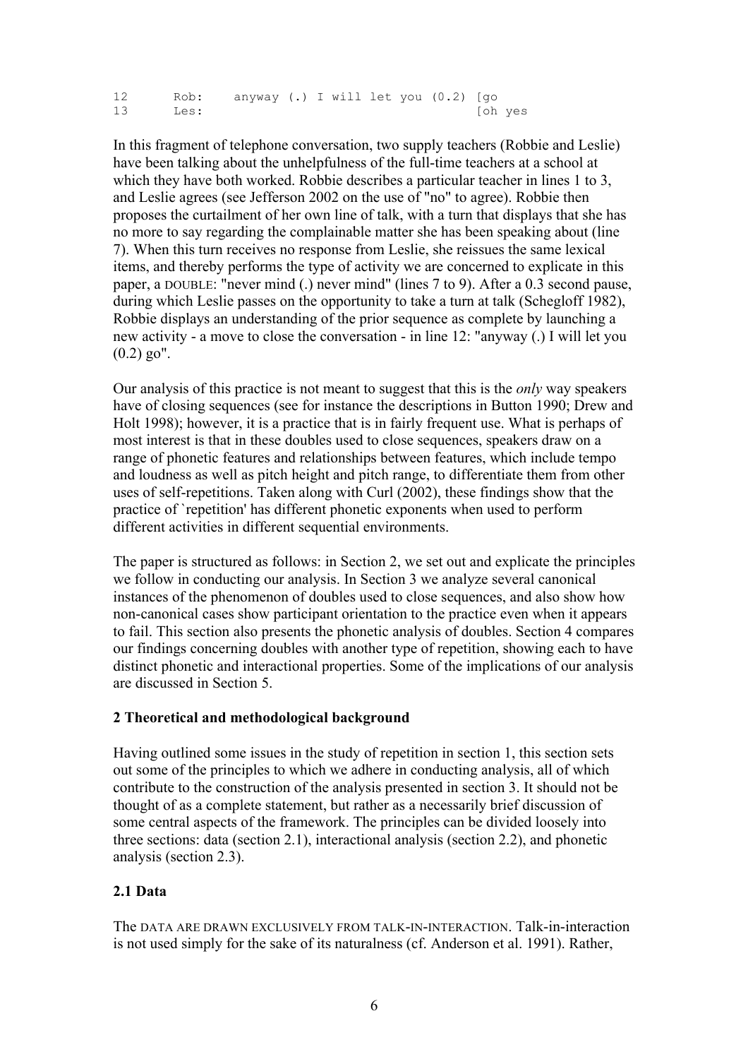```
12      Rob:    anyway (.) I will let you (0.2) [go
13      Les:                                    [oh yes
```

In this fragment of telephone conversation, two supply teachers (Robbie and Leslie) have been talking about the unhelpfulness of the full-time teachers at a school at which they have both worked. Robbie describes a particular teacher in lines 1 to 3, and Leslie agrees (see Jefferson 2002 on the use of "no" to agree). Robbie then proposes the curtailment of her own line of talk, with a turn that displays that she has no more to say regarding the complainable matter she has been speaking about (line 7). When this turn receives no response from Leslie, she reissues the same lexical items, and thereby performs the type of activity we are concerned to explicate in this paper, a DOUBLE: "never mind (.) never mind" (lines 7 to 9). After a 0.3 second pause, during which Leslie passes on the opportunity to take a turn at talk (Schegloff 1982), Robbie displays an understanding of the prior sequence as complete by launching a new activity - a move to close the conversation - in line 12: "anyway (.) I will let you (0.2) go".

Our analysis of this practice is not meant to suggest that this is the *only* way speakers have of closing sequences (see for instance the descriptions in Button 1990; Drew and Holt 1998); however, it is a practice that is in fairly frequent use. What is perhaps of most interest is that in these doubles used to close sequences, speakers draw on a range of phonetic features and relationships between features, which include tempo and loudness as well as pitch height and pitch range, to differentiate them from other uses of self-repetitions. Taken along with Curl (2002), these findings show that the practice of `repetition' has different phonetic exponents when used to perform different activities in different sequential environments.

The paper is structured as follows: in Section 2, we set out and explicate the principles we follow in conducting our analysis. In Section 3 we analyze several canonical instances of the phenomenon of doubles used to close sequences, and also show how non-canonical cases show participant orientation to the practice even when it appears to fail. This section also presents the phonetic analysis of doubles. Section 4 compares our findings concerning doubles with another type of repetition, showing each to have distinct phonetic and interactional properties. Some of the implications of our analysis are discussed in Section 5.

## 2 Theoretical and methodological background

Having outlined some issues in the study of repetition in section 1, this section sets out some of the principles to which we adhere in conducting analysis, all of which contribute to the construction of the analysis presented in section 3. It should not be thought of as a complete statement, but rather as a necessarily brief discussion of some central aspects of the framework. The principles can be divided loosely into three sections: data (section 2.1), interactional analysis (section 2.2), and phonetic analysis (section 2.3).

### 2.1 Data

The DATA ARE DRAWN EXCLUSIVELY FROM TALK-IN-INTERACTION. Talk-in-interaction is not used simply for the sake of its naturalness (cf. Anderson et al. 1991). Rather,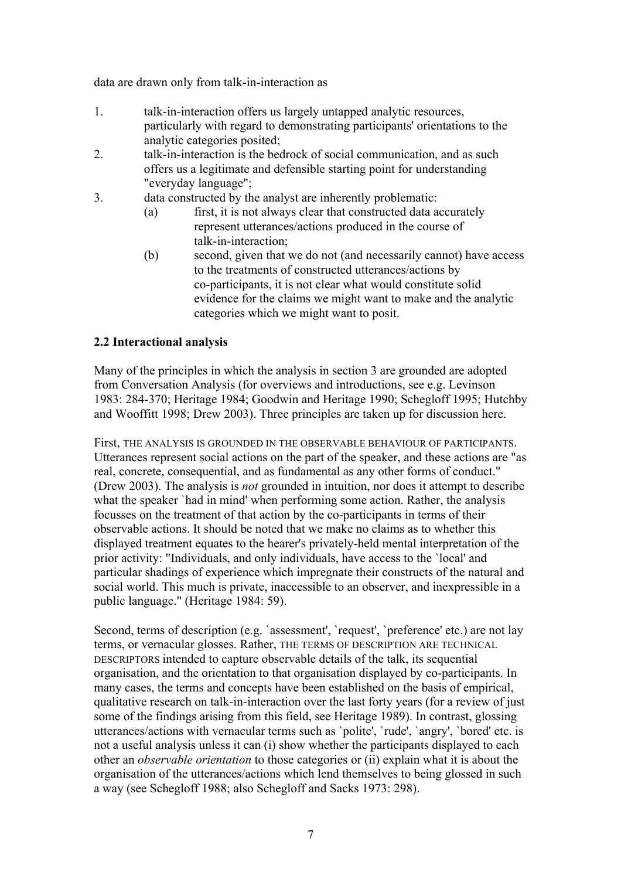data are drawn only from talk-in-interaction as

1. talk-in-interaction offers us largely untapped analytic resources, particularly with regard to demonstrating participants' orientations to the analytic categories posited;
2. talk-in-interaction is the bedrock of social communication, and as such offers us a legitimate and defensible starting point for understanding "everyday language";
3. data constructed by the analyst are inherently problematic:
   (a) first, it is not always clear that constructed data accurately represent utterances/actions produced in the course of talk-in-interaction;
   (b) second, given that we do not (and necessarily cannot) have access to the treatments of constructed utterances/actions by co-participants, it is not clear what would constitute solid evidence for the claims we might want to make and the analytic categories which we might want to posit.

**2.2 Interactional analysis**

Many of the principles in which the analysis in section 3 are grounded are adopted from Conversation Analysis (for overviews and introductions, see e.g. Levinson 1983: 284-370; Heritage 1984; Goodwin and Heritage 1990; Schegloff 1995; Hutchby and Wooffitt 1998; Drew 2003). Three principles are taken up for discussion here.

First, THE ANALYSIS IS GROUNDED IN THE OBSERVABLE BEHAVIOUR OF PARTICIPANTS. Utterances represent social actions on the part of the speaker, and these actions are "as real, concrete, consequential, and as fundamental as any other forms of conduct." (Drew 2003). The analysis is *not* grounded in intuition, nor does it attempt to describe what the speaker `had in mind' when performing some action. Rather, the analysis focusses on the treatment of that action by the co-participants in terms of their observable actions. It should be noted that we make no claims as to whether this displayed treatment equates to the hearer's privately-held mental interpretation of the prior activity: "Individuals, and only individuals, have access to the `local' and particular shadings of experience which impregnate their constructs of the natural and social world. This much is private, inaccessible to an observer, and inexpressible in a public language." (Heritage 1984: 59).

Second, terms of description (e.g. `assessment', `request', `preference' etc.) are not lay terms, or vernacular glosses. Rather, THE TERMS OF DESCRIPTION ARE TECHNICAL DESCRIPTORS intended to capture observable details of the talk, its sequential organisation, and the orientation to that organisation displayed by co-participants. In many cases, the terms and concepts have been established on the basis of empirical, qualitative research on talk-in-interaction over the last forty years (for a review of just some of the findings arising from this field, see Heritage 1989). In contrast, glossing utterances/actions with vernacular terms such as `polite', `rude', `angry', `bored' etc. is not a useful analysis unless it can (i) show whether the participants displayed to each other an *observable orientation* to those categories or (ii) explain what it is about the organisation of the utterances/actions which lend themselves to being glossed in such a way (see Schegloff 1988; also Schegloff and Sacks 1973: 298).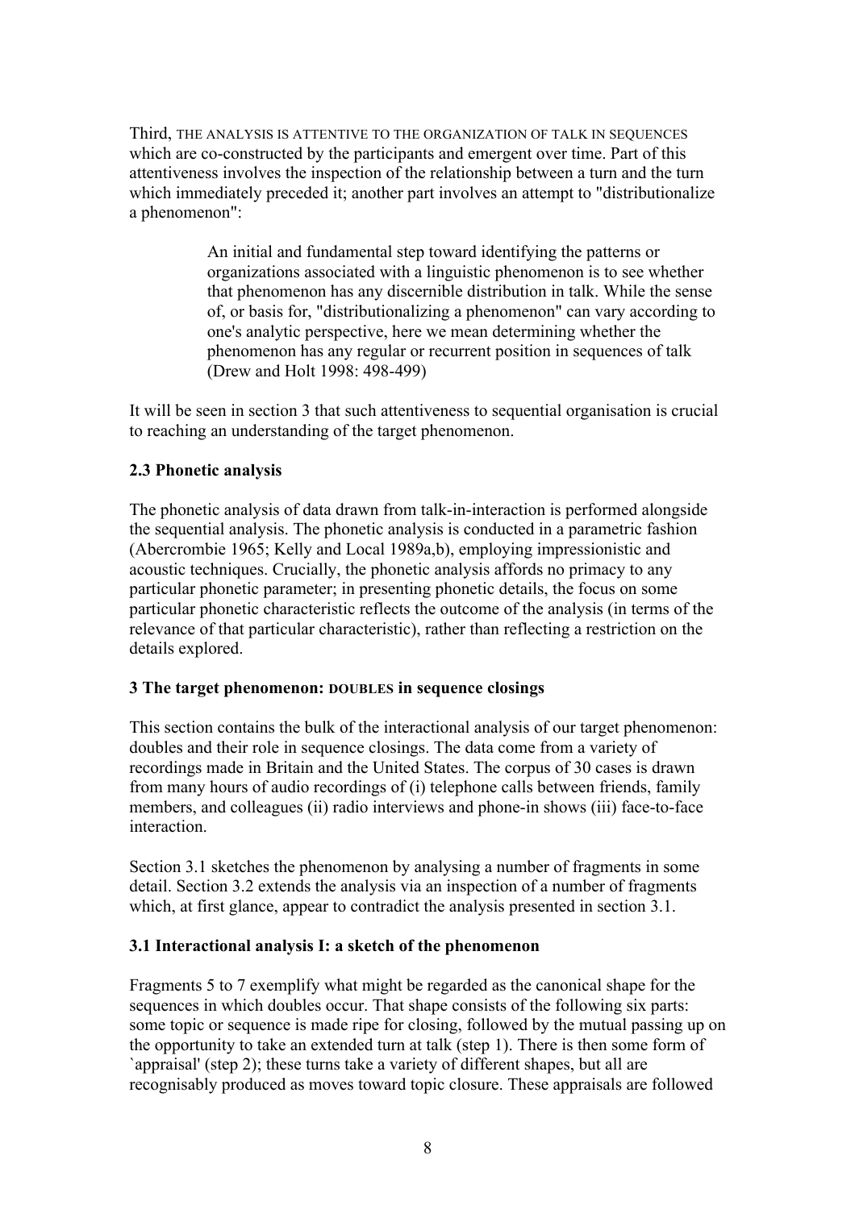Third, THE ANALYSIS IS ATTENTIVE TO THE ORGANIZATION OF TALK IN SEQUENCES which are co-constructed by the participants and emergent over time. Part of this attentiveness involves the inspection of the relationship between a turn and the turn which immediately preceded it; another part involves an attempt to "distributionalize a phenomenon":

> An initial and fundamental step toward identifying the patterns or organizations associated with a linguistic phenomenon is to see whether that phenomenon has any discernible distribution in talk. While the sense of, or basis for, "distributionalizing a phenomenon" can vary according to one's analytic perspective, here we mean determining whether the phenomenon has any regular or recurrent position in sequences of talk (Drew and Holt 1998: 498-499)

It will be seen in section 3 that such attentiveness to sequential organisation is crucial to reaching an understanding of the target phenomenon.

### 2.3 Phonetic analysis

The phonetic analysis of data drawn from talk-in-interaction is performed alongside the sequential analysis. The phonetic analysis is conducted in a parametric fashion (Abercrombie 1965; Kelly and Local 1989a,b), employing impressionistic and acoustic techniques. Crucially, the phonetic analysis affords no primacy to any particular phonetic parameter; in presenting phonetic details, the focus on some particular phonetic characteristic reflects the outcome of the analysis (in terms of the relevance of that particular characteristic), rather than reflecting a restriction on the details explored.

## 3 The target phenomenon: DOUBLES in sequence closings

This section contains the bulk of the interactional analysis of our target phenomenon: doubles and their role in sequence closings. The data come from a variety of recordings made in Britain and the United States. The corpus of 30 cases is drawn from many hours of audio recordings of (i) telephone calls between friends, family members, and colleagues (ii) radio interviews and phone-in shows (iii) face-to-face interaction.

Section 3.1 sketches the phenomenon by analysing a number of fragments in some detail. Section 3.2 extends the analysis via an inspection of a number of fragments which, at first glance, appear to contradict the analysis presented in section 3.1.

### 3.1 Interactional analysis I: a sketch of the phenomenon

Fragments 5 to 7 exemplify what might be regarded as the canonical shape for the sequences in which doubles occur. That shape consists of the following six parts: some topic or sequence is made ripe for closing, followed by the mutual passing up on the opportunity to take an extended turn at talk (step 1). There is then some form of `appraisal' (step 2); these turns take a variety of different shapes, but all are recognisably produced as moves toward topic closure. These appraisals are followed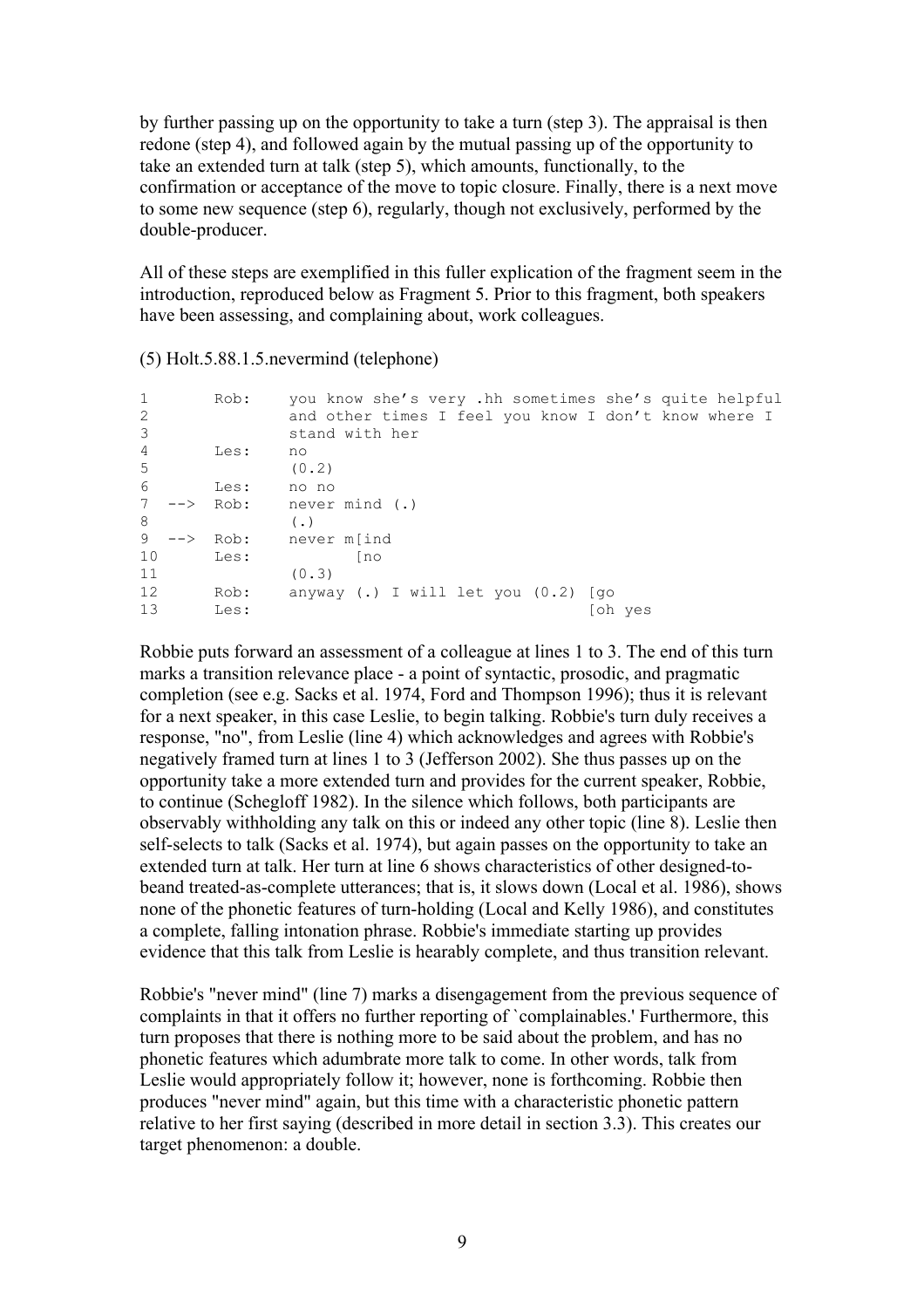by further passing up on the opportunity to take a turn (step 3). The appraisal is then redone (step 4), and followed again by the mutual passing up of the opportunity to take an extended turn at talk (step 5), which amounts, functionally, to the confirmation or acceptance of the move to topic closure. Finally, there is a next move to some new sequence (step 6), regularly, though not exclusively, performed by the double-producer.

All of these steps are exemplified in this fuller explication of the fragment seem in the introduction, reproduced below as Fragment 5. Prior to this fragment, both speakers have been assessing, and complaining about, work colleagues.

(5) Holt.5.88.1.5.nevermind (telephone)

```
1        Rob:    you know she's very .hh sometimes she's quite helpful
2                and other times I feel you know I don't know where I
3                stand with her
4        Les:    no
5                (0.2)
6        Les:    no no
7   -->  Rob:    never mind (.)
8                (.)
9   -->  Rob:    never m[ind
10       Les:           [no
11               (0.3)
12       Rob:    anyway (.) I will let you (0.2) [go
13       Les:                                    [oh yes
```

Robbie puts forward an assessment of a colleague at lines 1 to 3. The end of this turn marks a transition relevance place - a point of syntactic, prosodic, and pragmatic completion (see e.g. Sacks et al. 1974, Ford and Thompson 1996); thus it is relevant for a next speaker, in this case Leslie, to begin talking. Robbie's turn duly receives a response, "no", from Leslie (line 4) which acknowledges and agrees with Robbie's negatively framed turn at lines 1 to 3 (Jefferson 2002). She thus passes up on the opportunity take a more extended turn and provides for the current speaker, Robbie, to continue (Schegloff 1982). In the silence which follows, both participants are observably withholding any talk on this or indeed any other topic (line 8). Leslie then self-selects to talk (Sacks et al. 1974), but again passes on the opportunity to take an extended turn at talk. Her turn at line 6 shows characteristics of other designed-to-beand treated-as-complete utterances; that is, it slows down (Local et al. 1986), shows none of the phonetic features of turn-holding (Local and Kelly 1986), and constitutes a complete, falling intonation phrase. Robbie's immediate starting up provides evidence that this talk from Leslie is hearably complete, and thus transition relevant.

Robbie's "never mind" (line 7) marks a disengagement from the previous sequence of complaints in that it offers no further reporting of `complainables.' Furthermore, this turn proposes that there is nothing more to be said about the problem, and has no phonetic features which adumbrate more talk to come. In other words, talk from Leslie would appropriately follow it; however, none is forthcoming. Robbie then produces "never mind" again, but this time with a characteristic phonetic pattern relative to her first saying (described in more detail in section 3.3). This creates our target phenomenon: a double.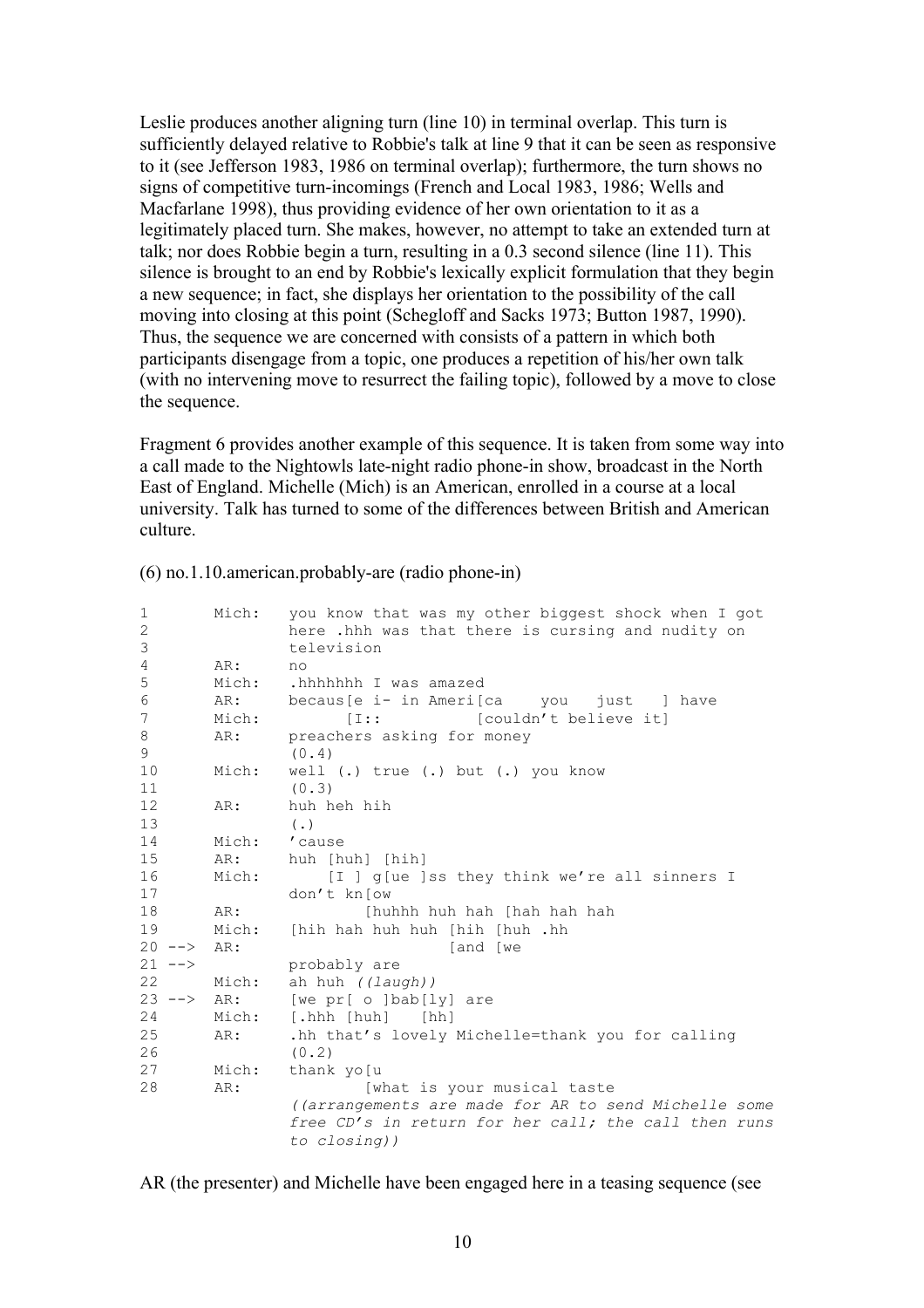Leslie produces another aligning turn (line 10) in terminal overlap. This turn is sufficiently delayed relative to Robbie's talk at line 9 that it can be seen as responsive to it (see Jefferson 1983, 1986 on terminal overlap); furthermore, the turn shows no signs of competitive turn-incomings (French and Local 1983, 1986; Wells and Macfarlane 1998), thus providing evidence of her own orientation to it as a legitimately placed turn. She makes, however, no attempt to take an extended turn at talk; nor does Robbie begin a turn, resulting in a 0.3 second silence (line 11). This silence is brought to an end by Robbie's lexically explicit formulation that they begin a new sequence; in fact, she displays her orientation to the possibility of the call moving into closing at this point (Schegloff and Sacks 1973; Button 1987, 1990). Thus, the sequence we are concerned with consists of a pattern in which both participants disengage from a topic, one produces a repetition of his/her own talk (with no intervening move to resurrect the failing topic), followed by a move to close the sequence.

Fragment 6 provides another example of this sequence. It is taken from some way into a call made to the Nightowls late-night radio phone-in show, broadcast in the North East of England. Michelle (Mich) is an American, enrolled in a course at a local university. Talk has turned to some of the differences between British and American culture.

(6) no.1.10.american.probably-are (radio phone-in)

```
1        Mich:   you know that was my other biggest shock when I got
2                here .hhh was that there is cursing and nudity on
3                television
4        AR:     no
5        Mich:   .hhhhhhh I was amazed
6        AR:     becaus[e i- in Ameri[ca    you   just   ] have
7        Mich:          [I::          [couldn't believe it]
8        AR:     preachers asking for money
9                (0.4)
10       Mich:   well (.) true (.) but (.) you know
11               (0.3)
12       AR:     huh heh hih
13               (.)
14       Mich:   'cause
15       AR:     huh [huh] [hih]
16       Mich:       [I ] g[ue ]ss they think we're all sinners I
17               don't kn[ow
18       AR:             [huhhh huh hah [hah hah hah
19       Mich:   [hih hah huh huh [hih [huh .hh
20 -->   AR:                      [and [we
21 -->           probably are
22       Mich:   ah huh ((laugh))
23 -->   AR:     [we pr[ o ]bab[ly] are
24       Mich:   [.hhh [huh]   [hh]
25       AR:     .hh that's lovely Michelle=thank you for calling
26               (0.2)
27       Mich:   thank yo[u
28       AR:             [what is your musical taste
                 ((arrangements are made for AR to send Michelle some
                 free CD's in return for her call; the call then runs
                 to closing))
```

AR (the presenter) and Michelle have been engaged here in a teasing sequence (see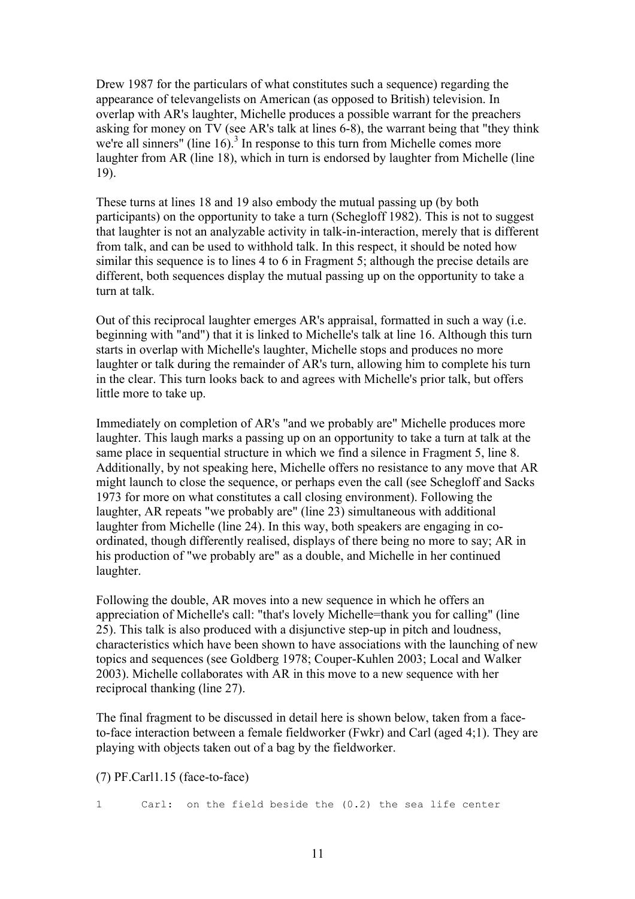Drew 1987 for the particulars of what constitutes such a sequence) regarding the appearance of televangelists on American (as opposed to British) television. In overlap with AR's laughter, Michelle produces a possible warrant for the preachers asking for money on TV (see AR's talk at lines 6-8), the warrant being that "they think we're all sinners" (line 16).[3] In response to this turn from Michelle comes more laughter from AR (line 18), which in turn is endorsed by laughter from Michelle (line 19).

These turns at lines 18 and 19 also embody the mutual passing up (by both participants) on the opportunity to take a turn (Schegloff 1982). This is not to suggest that laughter is not an analyzable activity in talk-in-interaction, merely that is different from talk, and can be used to withhold talk. In this respect, it should be noted how similar this sequence is to lines 4 to 6 in Fragment 5; although the precise details are different, both sequences display the mutual passing up on the opportunity to take a turn at talk.

Out of this reciprocal laughter emerges AR's appraisal, formatted in such a way (i.e. beginning with "and") that it is linked to Michelle's talk at line 16. Although this turn starts in overlap with Michelle's laughter, Michelle stops and produces no more laughter or talk during the remainder of AR's turn, allowing him to complete his turn in the clear. This turn looks back to and agrees with Michelle's prior talk, but offers little more to take up.

Immediately on completion of AR's "and we probably are" Michelle produces more laughter. This laugh marks a passing up on an opportunity to take a turn at talk at the same place in sequential structure in which we find a silence in Fragment 5, line 8. Additionally, by not speaking here, Michelle offers no resistance to any move that AR might launch to close the sequence, or perhaps even the call (see Schegloff and Sacks 1973 for more on what constitutes a call closing environment). Following the laughter, AR repeats "we probably are" (line 23) simultaneous with additional laughter from Michelle (line 24). In this way, both speakers are engaging in co-ordinated, though differently realised, displays of there being no more to say; AR in his production of "we probably are" as a double, and Michelle in her continued laughter.

Following the double, AR moves into a new sequence in which he offers an appreciation of Michelle's call: "that's lovely Michelle=thank you for calling" (line 25). This talk is also produced with a disjunctive step-up in pitch and loudness, characteristics which have been shown to have associations with the launching of new topics and sequences (see Goldberg 1978; Couper-Kuhlen 2003; Local and Walker 2003). Michelle collaborates with AR in this move to a new sequence with her reciprocal thanking (line 27).

The final fragment to be discussed in detail here is shown below, taken from a face-to-face interaction between a female fieldworker (Fwkr) and Carl (aged 4;1). They are playing with objects taken out of a bag by the fieldworker.

(7) PF.Carl1.15 (face-to-face)

```
1      Carl:  on the field beside the (0.2) the sea life center
```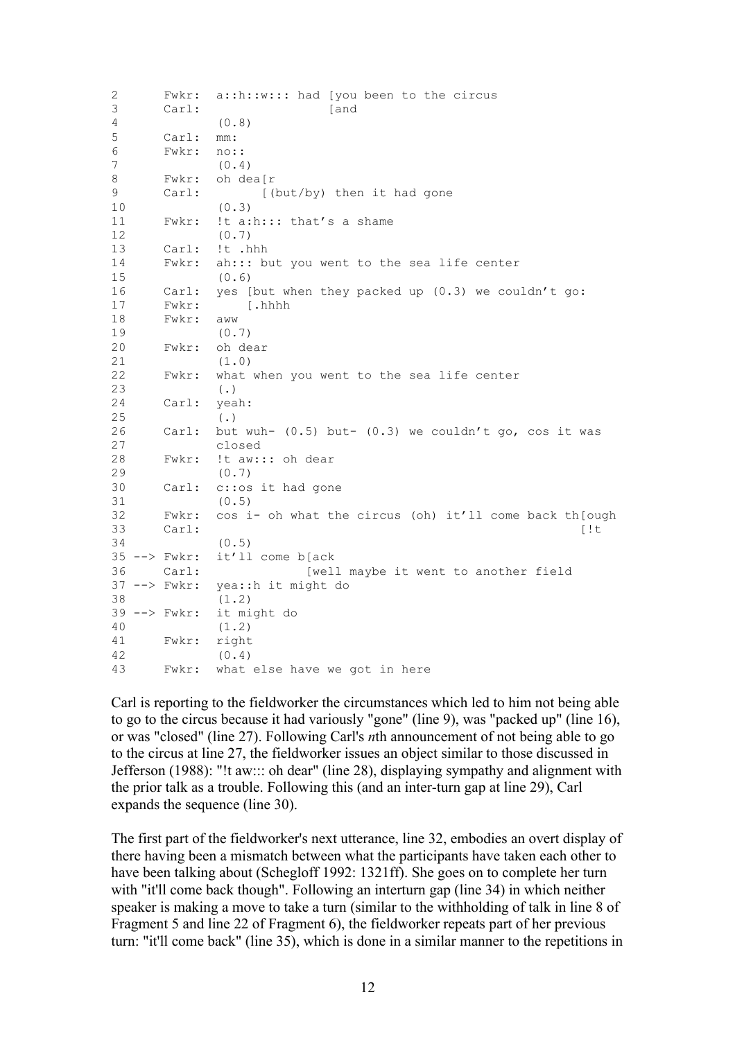```
2       Fwkr:  a::h::w::: had [you been to the circus
3       Carl:                 [and
4              (0.8)
5       Carl:  mm:
6       Fwkr:  no::
7              (0.4)
8       Fwkr:  oh dea[r
9       Carl:        [(but/by) then it had gone
10             (0.3)
11      Fwkr:  !t a:h::: that's a shame
12             (0.7)
13      Carl:  !t .hhh
14      Fwkr:  ah::: but you went to the sea life center
15             (0.6)
16      Carl:  yes [but when they packed up (0.3) we couldn't go:
17      Fwkr:      [.hhhh
18      Fwkr:  aww
19             (0.7)
20      Fwkr:  oh dear
21             (1.0)
22      Fwkr:  what when you went to the sea life center
23             (.)
24      Carl:  yeah:
25             (.)
26      Carl:  but wuh- (0.5) but- (0.3) we couldn't go, cos it was
27             closed
28      Fwkr:  !t aw::: oh dear
29             (0.7)
30      Carl:  c::os it had gone
31             (0.5)
32      Fwkr:  cos i- oh what the circus (oh) it'll come back th[ough
33      Carl:                                                   [!t
34             (0.5)
35 --> Fwkr:  it'll come b[ack
36      Carl:              [well maybe it went to another field
37 --> Fwkr:  yea::h it might do
38             (1.2)
39 --> Fwkr:  it might do
40             (1.2)
41      Fwkr:  right
42             (0.4)
43      Fwkr:  what else have we got in here
```

Carl is reporting to the fieldworker the circumstances which led to him not being able to go to the circus because it had variously "gone" (line 9), was "packed up" (line 16), or was "closed" (line 27). Following Carl's *n*th announcement of not being able to go to the circus at line 27, the fieldworker issues an object similar to those discussed in Jefferson (1988): "!t aw::: oh dear" (line 28), displaying sympathy and alignment with the prior talk as a trouble. Following this (and an inter-turn gap at line 29), Carl expands the sequence (line 30).

The first part of the fieldworker's next utterance, line 32, embodies an overt display of there having been a mismatch between what the participants have taken each other to have been talking about (Schegloff 1992: 1321ff). She goes on to complete her turn with "it'll come back though". Following an interturn gap (line 34) in which neither speaker is making a move to take a turn (similar to the withholding of talk in line 8 of Fragment 5 and line 22 of Fragment 6), the fieldworker repeats part of her previous turn: "it'll come back" (line 35), which is done in a similar manner to the repetitions in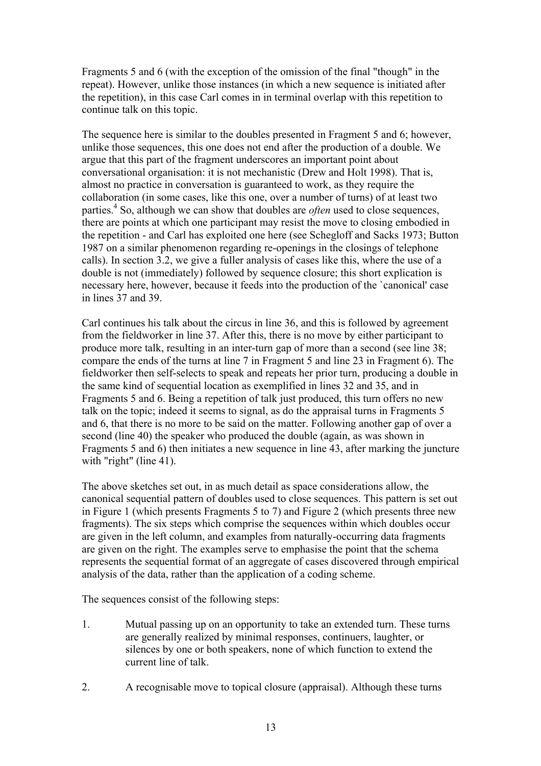Fragments 5 and 6 (with the exception of the omission of the final "though" in the repeat). However, unlike those instances (in which a new sequence is initiated after the repetition), in this case Carl comes in in terminal overlap with this repetition to continue talk on this topic.

The sequence here is similar to the doubles presented in Fragment 5 and 6; however, unlike those sequences, this one does not end after the production of a double. We argue that this part of the fragment underscores an important point about conversational organisation: it is not mechanistic (Drew and Holt 1998). That is, almost no practice in conversation is guaranteed to work, as they require the collaboration (in some cases, like this one, over a number of turns) of at least two parties.[4] So, although we can show that doubles are *often* used to close sequences, there are points at which one participant may resist the move to closing embodied in the repetition - and Carl has exploited one here (see Schegloff and Sacks 1973; Button 1987 on a similar phenomenon regarding re-openings in the closings of telephone calls). In section 3.2, we give a fuller analysis of cases like this, where the use of a double is not (immediately) followed by sequence closure; this short explication is necessary here, however, because it feeds into the production of the `canonical' case in lines 37 and 39.

Carl continues his talk about the circus in line 36, and this is followed by agreement from the fieldworker in line 37. After this, there is no move by either participant to produce more talk, resulting in an inter-turn gap of more than a second (see line 38; compare the ends of the turns at line 7 in Fragment 5 and line 23 in Fragment 6). The fieldworker then self-selects to speak and repeats her prior turn, producing a double in the same kind of sequential location as exemplified in lines 32 and 35, and in Fragments 5 and 6. Being a repetition of talk just produced, this turn offers no new talk on the topic; indeed it seems to signal, as do the appraisal turns in Fragments 5 and 6, that there is no more to be said on the matter. Following another gap of over a second (line 40) the speaker who produced the double (again, as was shown in Fragments 5 and 6) then initiates a new sequence in line 43, after marking the juncture with "right" (line 41).

The above sketches set out, in as much detail as space considerations allow, the canonical sequential pattern of doubles used to close sequences. This pattern is set out in Figure 1 (which presents Fragments 5 to 7) and Figure 2 (which presents three new fragments). The six steps which comprise the sequences within which doubles occur are given in the left column, and examples from naturally-occurring data fragments are given on the right. The examples serve to emphasise the point that the schema represents the sequential format of an aggregate of cases discovered through empirical analysis of the data, rather than the application of a coding scheme.

The sequences consist of the following steps:

1. Mutual passing up on an opportunity to take an extended turn. These turns are generally realized by minimal responses, continuers, laughter, or silences by one or both speakers, none of which function to extend the current line of talk.

2. A recognisable move to topical closure (appraisal). Although these turns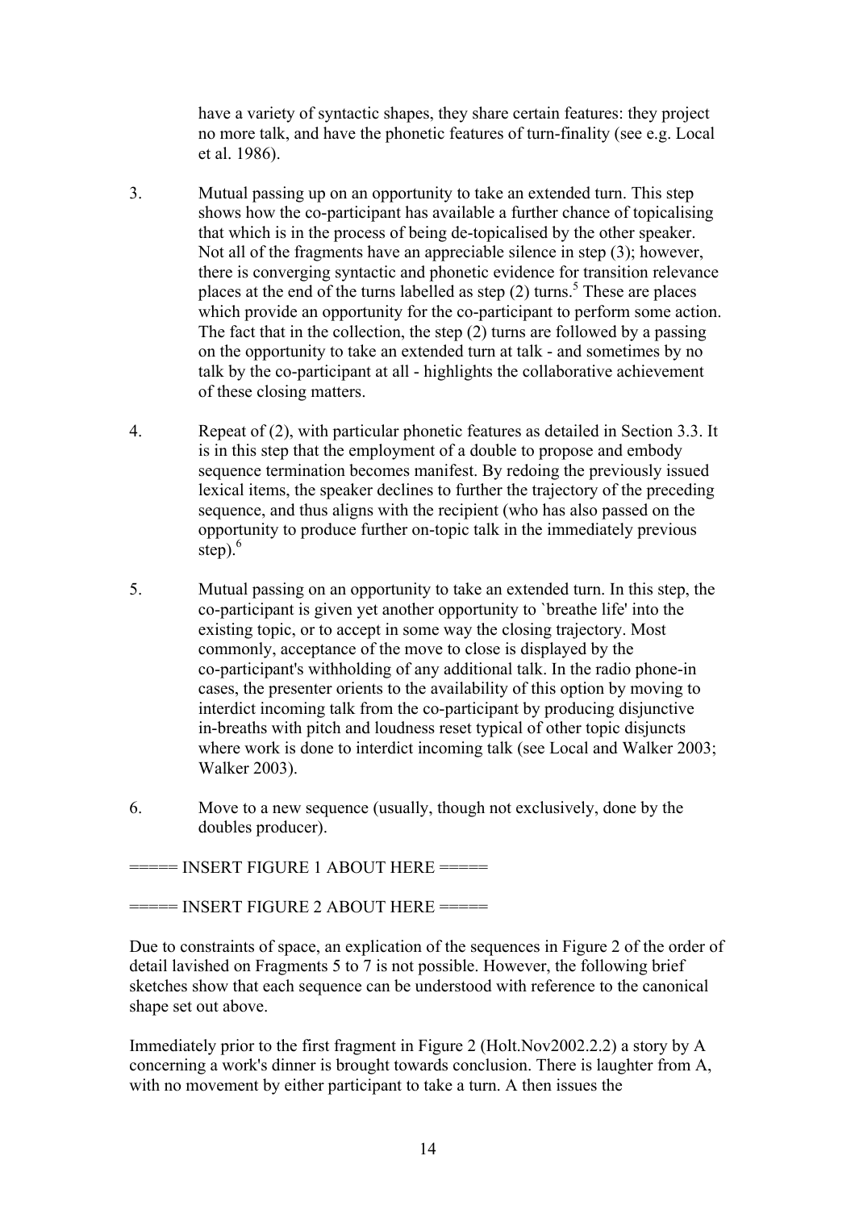have a variety of syntactic shapes, they share certain features: they project no more talk, and have the phonetic features of turn-finality (see e.g. Local et al. 1986).

3. Mutual passing up on an opportunity to take an extended turn. This step shows how the co-participant has available a further chance of topicalising that which is in the process of being de-topicalised by the other speaker. Not all of the fragments have an appreciable silence in step (3); however, there is converging syntactic and phonetic evidence for transition relevance places at the end of the turns labelled as step (2) turns.[5] These are places which provide an opportunity for the co-participant to perform some action. The fact that in the collection, the step (2) turns are followed by a passing on the opportunity to take an extended turn at talk - and sometimes by no talk by the co-participant at all - highlights the collaborative achievement of these closing matters.

4. Repeat of (2), with particular phonetic features as detailed in Section 3.3. It is in this step that the employment of a double to propose and embody sequence termination becomes manifest. By redoing the previously issued lexical items, the speaker declines to further the trajectory of the preceding sequence, and thus aligns with the recipient (who has also passed on the opportunity to produce further on-topic talk in the immediately previous step).[6]

5. Mutual passing on an opportunity to take an extended turn. In this step, the co-participant is given yet another opportunity to `breathe life' into the existing topic, or to accept in some way the closing trajectory. Most commonly, acceptance of the move to close is displayed by the co-participant's withholding of any additional talk. In the radio phone-in cases, the presenter orients to the availability of this option by moving to interdict incoming talk from the co-participant by producing disjunctive in-breaths with pitch and loudness reset typical of other topic disjuncts where work is done to interdict incoming talk (see Local and Walker 2003; Walker 2003).

6. Move to a new sequence (usually, though not exclusively, done by the doubles producer).

===== INSERT FIGURE 1 ABOUT HERE =====

===== INSERT FIGURE 2 ABOUT HERE =====

Due to constraints of space, an explication of the sequences in Figure 2 of the order of detail lavished on Fragments 5 to 7 is not possible. However, the following brief sketches show that each sequence can be understood with reference to the canonical shape set out above.

Immediately prior to the first fragment in Figure 2 (Holt.Nov2002.2.2) a story by A concerning a work's dinner is brought towards conclusion. There is laughter from A, with no movement by either participant to take a turn. A then issues the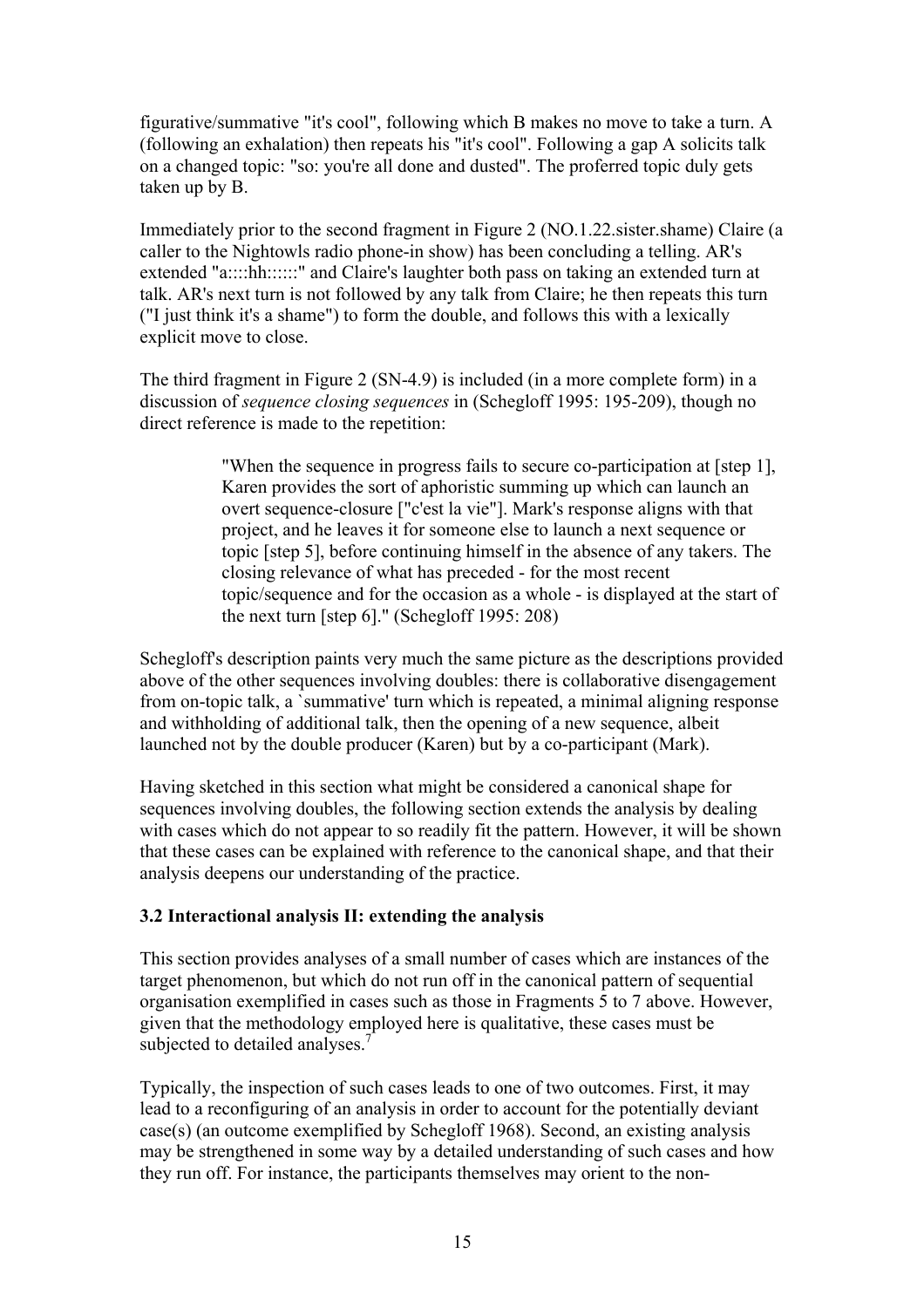figurative/summative "it's cool", following which B makes no move to take a turn. A (following an exhalation) then repeats his "it's cool". Following a gap A solicits talk on a changed topic: "so: you're all done and dusted". The proferred topic duly gets taken up by B.

Immediately prior to the second fragment in Figure 2 (NO.1.22.sister.shame) Claire (a caller to the Nightowls radio phone-in show) has been concluding a telling. AR's extended "a::::hh::::::" and Claire's laughter both pass on taking an extended turn at talk. AR's next turn is not followed by any talk from Claire; he then repeats this turn ("I just think it's a shame") to form the double, and follows this with a lexically explicit move to close.

The third fragment in Figure 2 (SN-4.9) is included (in a more complete form) in a discussion of *sequence closing sequences* in (Schegloff 1995: 195-209), though no direct reference is made to the repetition:

> "When the sequence in progress fails to secure co-participation at [step 1], Karen provides the sort of aphoristic summing up which can launch an overt sequence-closure ["c'est la vie"]. Mark's response aligns with that project, and he leaves it for someone else to launch a next sequence or topic [step 5], before continuing himself in the absence of any takers. The closing relevance of what has preceded - for the most recent topic/sequence and for the occasion as a whole - is displayed at the start of the next turn [step 6]." (Schegloff 1995: 208)

Schegloff's description paints very much the same picture as the descriptions provided above of the other sequences involving doubles: there is collaborative disengagement from on-topic talk, a `summative' turn which is repeated, a minimal aligning response and withholding of additional talk, then the opening of a new sequence, albeit launched not by the double producer (Karen) but by a co-participant (Mark).

Having sketched in this section what might be considered a canonical shape for sequences involving doubles, the following section extends the analysis by dealing with cases which do not appear to so readily fit the pattern. However, it will be shown that these cases can be explained with reference to the canonical shape, and that their analysis deepens our understanding of the practice.

### 3.2 Interactional analysis II: extending the analysis

This section provides analyses of a small number of cases which are instances of the target phenomenon, but which do not run off in the canonical pattern of sequential organisation exemplified in cases such as those in Fragments 5 to 7 above. However, given that the methodology employed here is qualitative, these cases must be subjected to detailed analyses.[7]

Typically, the inspection of such cases leads to one of two outcomes. First, it may lead to a reconfiguring of an analysis in order to account for the potentially deviant case(s) (an outcome exemplified by Schegloff 1968). Second, an existing analysis may be strengthened in some way by a detailed understanding of such cases and how they run off. For instance, the participants themselves may orient to the non-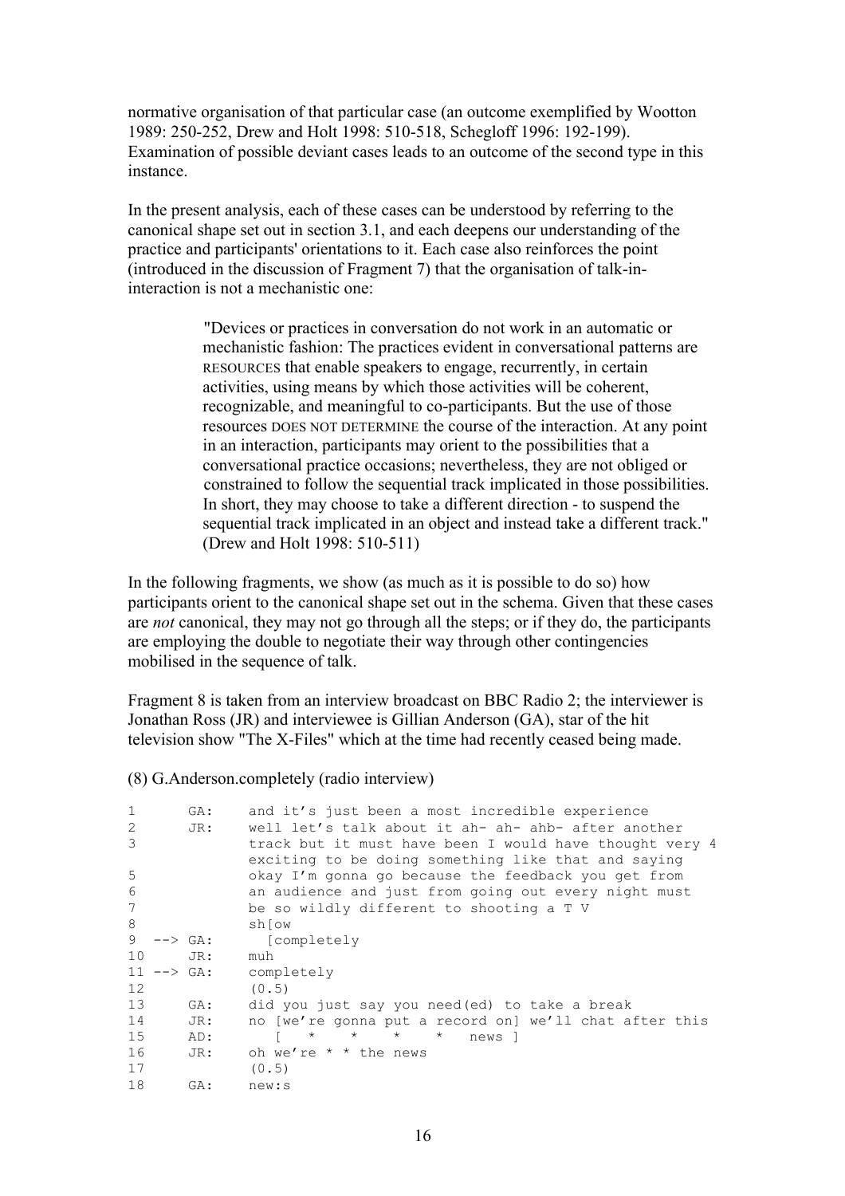normative organisation of that particular case (an outcome exemplified by Wootton 1989: 250-252, Drew and Holt 1998: 510-518, Schegloff 1996: 192-199). Examination of possible deviant cases leads to an outcome of the second type in this instance.

In the present analysis, each of these cases can be understood by referring to the canonical shape set out in section 3.1, and each deepens our understanding of the practice and participants' orientations to it. Each case also reinforces the point (introduced in the discussion of Fragment 7) that the organisation of talk-in-interaction is not a mechanistic one:

> "Devices or practices in conversation do not work in an automatic or mechanistic fashion: The practices evident in conversational patterns are RESOURCES that enable speakers to engage, recurrently, in certain activities, using means by which those activities will be coherent, recognizable, and meaningful to co-participants. But the use of those resources DOES NOT DETERMINE the course of the interaction. At any point in an interaction, participants may orient to the possibilities that a conversational practice occasions; nevertheless, they are not obliged or constrained to follow the sequential track implicated in those possibilities. In short, they may choose to take a different direction - to suspend the sequential track implicated in an object and instead take a different track." (Drew and Holt 1998: 510-511)

In the following fragments, we show (as much as it is possible to do so) how participants orient to the canonical shape set out in the schema. Given that these cases are *not* canonical, they may not go through all the steps; or if they do, the participants are employing the double to negotiate their way through other contingencies mobilised in the sequence of talk.

Fragment 8 is taken from an interview broadcast on BBC Radio 2; the interviewer is Jonathan Ross (JR) and interviewee is Gillian Anderson (GA), star of the hit television show "The X-Files" which at the time had recently ceased being made.

(8) G.Anderson.completely (radio interview)

```
1         GA:    and it's just been a most incredible experience
2         JR:    well let's talk about it ah- ah- ahb- after another
3                track but it must have been I would have thought very 4
                 exciting to be doing something like that and saying
5                okay I'm gonna go because the feedback you get from
6                an audience and just from going out every night must
7                be so wildly different to shooting a T V
8                sh[ow
9   --> GA:        [completely
10        JR:    muh
11  --> GA:    completely
12               (0.5)
13        GA:    did you just say you need(ed) to take a break
14        JR:    no [we're gonna put a record on] we'll chat after this
15        AD:       [   *    *    *    *   news ]
16        JR:    oh we're * * the news
17               (0.5)
18        GA:    new:s
```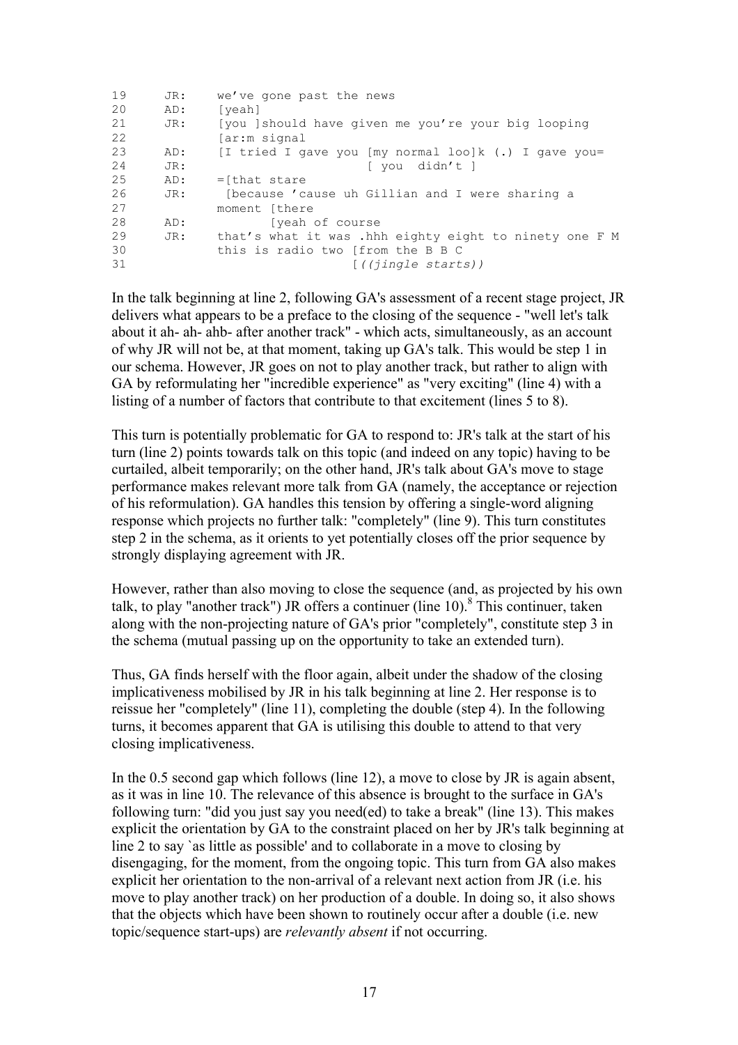```
19     JR:    we've gone past the news
20     AD:    [yeah]
21     JR:    [you ]should have given me you're your big looping
22            [ar:m signal
23     AD:    [I tried I gave you [my normal loo]k (.) I gave you=
24     JR:                        [ you  didn't ]
25     AD:    =[that stare
26     JR:     [because 'cause uh Gillian and I were sharing a
27            moment [there
28     AD:           [yeah of course
29     JR:    that's what it was .hhh eighty eight to ninety one F M
30            this is radio two [from the B B C
31                              [((jingle starts))
```

In the talk beginning at line 2, following GA's assessment of a recent stage project, JR delivers what appears to be a preface to the closing of the sequence - "well let's talk about it ah- ah- ahb- after another track" - which acts, simultaneously, as an account of why JR will not be, at that moment, taking up GA's talk. This would be step 1 in our schema. However, JR goes on not to play another track, but rather to align with GA by reformulating her "incredible experience" as "very exciting" (line 4) with a listing of a number of factors that contribute to that excitement (lines 5 to 8).

This turn is potentially problematic for GA to respond to: JR's talk at the start of his turn (line 2) points towards talk on this topic (and indeed on any topic) having to be curtailed, albeit temporarily; on the other hand, JR's talk about GA's move to stage performance makes relevant more talk from GA (namely, the acceptance or rejection of his reformulation). GA handles this tension by offering a single-word aligning response which projects no further talk: "completely" (line 9). This turn constitutes step 2 in the schema, as it orients to yet potentially closes off the prior sequence by strongly displaying agreement with JR.

However, rather than also moving to close the sequence (and, as projected by his own talk, to play "another track") JR offers a continuer (line 10).[8] This continuer, taken along with the non-projecting nature of GA's prior "completely", constitute step 3 in the schema (mutual passing up on the opportunity to take an extended turn).

Thus, GA finds herself with the floor again, albeit under the shadow of the closing implicativeness mobilised by JR in his talk beginning at line 2. Her response is to reissue her "completely" (line 11), completing the double (step 4). In the following turns, it becomes apparent that GA is utilising this double to attend to that very closing implicativeness.

In the 0.5 second gap which follows (line 12), a move to close by JR is again absent, as it was in line 10. The relevance of this absence is brought to the surface in GA's following turn: "did you just say you need(ed) to take a break" (line 13). This makes explicit the orientation by GA to the constraint placed on her by JR's talk beginning at line 2 to say `as little as possible' and to collaborate in a move to closing by disengaging, for the moment, from the ongoing topic. This turn from GA also makes explicit her orientation to the non-arrival of a relevant next action from JR (i.e. his move to play another track) on her production of a double. In doing so, it also shows that the objects which have been shown to routinely occur after a double (i.e. new topic/sequence start-ups) are *relevantly absent* if not occurring.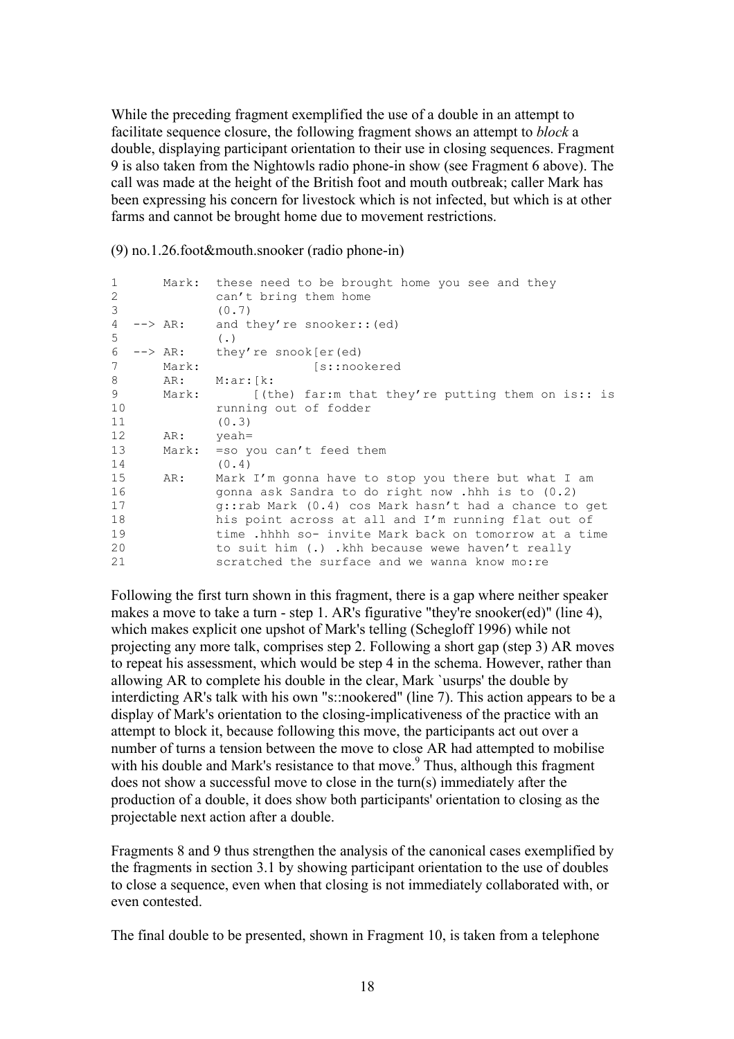While the preceding fragment exemplified the use of a double in an attempt to facilitate sequence closure, the following fragment shows an attempt to *block* a double, displaying participant orientation to their use in closing sequences. Fragment 9 is also taken from the Nightowls radio phone-in show (see Fragment 6 above). The call was made at the height of the British foot and mouth outbreak; caller Mark has been expressing his concern for livestock which is not infected, but which is at other farms and cannot be brought home due to movement restrictions.

(9) no.1.26.foot&mouth.snooker (radio phone-in)

```
1       Mark:  these need to be brought home you see and they
2              can't bring them home
3              (0.7)
4  --> AR:     and they're snooker::(ed)
5              (.)
6  --> AR:     they're snook[er(ed)
7       Mark:               [s::nookered
8       AR:    M:ar:[k:
9       Mark:       [(the) far:m that they're putting them on is:: is
10             running out of fodder
11             (0.3)
12      AR:    yeah=
13      Mark:  =so you can't feed them
14             (0.4)
15      AR:    Mark I'm gonna have to stop you there but what I am
16             gonna ask Sandra to do right now .hhh is to (0.2)
17             g::rab Mark (0.4) cos Mark hasn't had a chance to get
18             his point across at all and I'm running flat out of
19             time .hhhh so- invite Mark back on tomorrow at a time
20             to suit him (.) .khh because wewe haven't really
21             scratched the surface and we wanna know mo:re
```

Following the first turn shown in this fragment, there is a gap where neither speaker makes a move to take a turn - step 1. AR's figurative "they're snooker(ed)" (line 4), which makes explicit one upshot of Mark's telling (Schegloff 1996) while not projecting any more talk, comprises step 2. Following a short gap (step 3) AR moves to repeat his assessment, which would be step 4 in the schema. However, rather than allowing AR to complete his double in the clear, Mark `usurps' the double by interdicting AR's talk with his own "s::nookered" (line 7). This action appears to be a display of Mark's orientation to the closing-implicativeness of the practice with an attempt to block it, because following this move, the participants act out over a number of turns a tension between the move to close AR had attempted to mobilise with his double and Mark's resistance to that move.[9] Thus, although this fragment does not show a successful move to close in the turn(s) immediately after the production of a double, it does show both participants' orientation to closing as the projectable next action after a double.

Fragments 8 and 9 thus strengthen the analysis of the canonical cases exemplified by the fragments in section 3.1 by showing participant orientation to the use of doubles to close a sequence, even when that closing is not immediately collaborated with, or even contested.

The final double to be presented, shown in Fragment 10, is taken from a telephone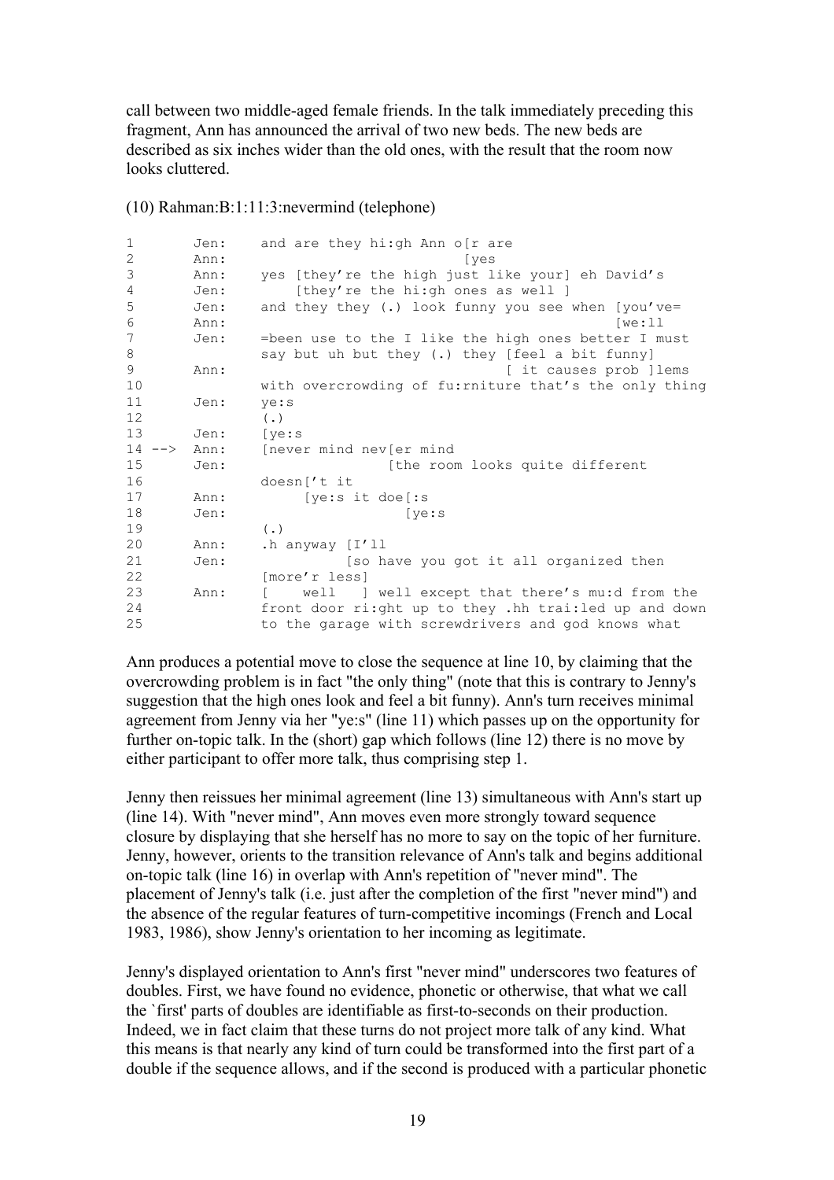call between two middle-aged female friends. In the talk immediately preceding this fragment, Ann has announced the arrival of two new beds. The new beds are described as six inches wider than the old ones, with the result that the room now looks cluttered.

(10) Rahman:B:1:11:3:nevermind (telephone)

```
1        Jen:    and are they hi:gh Ann o[r are
2        Ann:                            [yes
3        Ann:    yes [they're the high just like your] eh David's
4        Jen:        [they're the hi:gh ones as well ]
5        Jen:    and they they (.) look funny you see when [you've=
6        Ann:                                              [we:ll
7        Jen:    =been use to the I like the high ones better I must
8                say but uh but they (.) they [feel a bit funny]
9        Ann:                                 [ it causes prob ]lems
10               with overcrowding of fu:rniture that's the only thing
11       Jen:    ye:s
12               (.)
13       Jen:    [ye:s
14 -->   Ann:    [never mind nev[er mind
15       Jen:                   [the room looks quite different
16               doesn['t it
17       Ann:         [ye:s it doe[:s
18       Jen:                     [ye:s
19               (.)
20       Ann:    .h anyway [I'll
21       Jen:              [so have you got it all organized then
22               [more'r less]
23       Ann:    [    well   ] well except that there's mu:d from the
24               front door ri:ght up to they .hh trai:led up and down
25               to the garage with screwdrivers and god knows what
```

Ann produces a potential move to close the sequence at line 10, by claiming that the overcrowding problem is in fact "the only thing" (note that this is contrary to Jenny's suggestion that the high ones look and feel a bit funny). Ann's turn receives minimal agreement from Jenny via her "ye:s" (line 11) which passes up on the opportunity for further on-topic talk. In the (short) gap which follows (line 12) there is no move by either participant to offer more talk, thus comprising step 1.

Jenny then reissues her minimal agreement (line 13) simultaneous with Ann's start up (line 14). With "never mind", Ann moves even more strongly toward sequence closure by displaying that she herself has no more to say on the topic of her furniture. Jenny, however, orients to the transition relevance of Ann's talk and begins additional on-topic talk (line 16) in overlap with Ann's repetition of "never mind". The placement of Jenny's talk (i.e. just after the completion of the first "never mind") and the absence of the regular features of turn-competitive incomings (French and Local 1983, 1986), show Jenny's orientation to her incoming as legitimate.

Jenny's displayed orientation to Ann's first "never mind" underscores two features of doubles. First, we have found no evidence, phonetic or otherwise, that what we call the `first' parts of doubles are identifiable as first-to-seconds on their production. Indeed, we in fact claim that these turns do not project more talk of any kind. What this means is that nearly any kind of turn could be transformed into the first part of a double if the sequence allows, and if the second is produced with a particular phonetic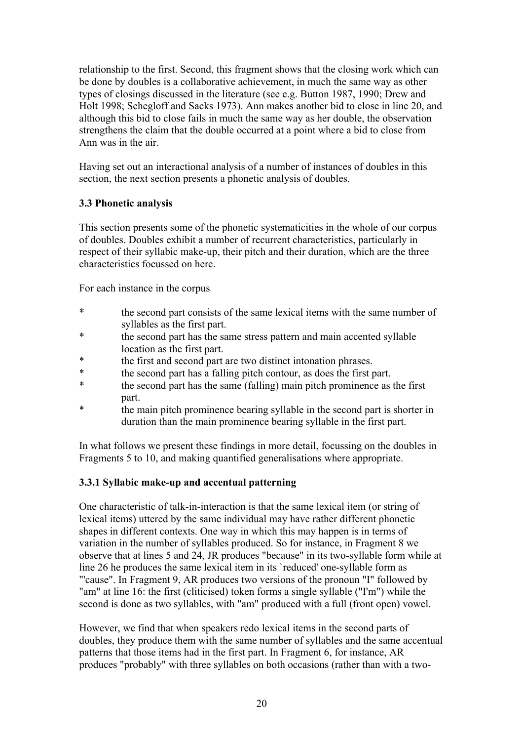relationship to the first. Second, this fragment shows that the closing work which can be done by doubles is a collaborative achievement, in much the same way as other types of closings discussed in the literature (see e.g. Button 1987, 1990; Drew and Holt 1998; Schegloff and Sacks 1973). Ann makes another bid to close in line 20, and although this bid to close fails in much the same way as her double, the observation strengthens the claim that the double occurred at a point where a bid to close from Ann was in the air.

Having set out an interactional analysis of a number of instances of doubles in this section, the next section presents a phonetic analysis of doubles.

### 3.3 Phonetic analysis

This section presents some of the phonetic systematicities in the whole of our corpus of doubles. Doubles exhibit a number of recurrent characteristics, particularly in respect of their syllabic make-up, their pitch and their duration, which are the three characteristics focussed on here.

For each instance in the corpus

* the second part consists of the same lexical items with the same number of syllables as the first part.
* the second part has the same stress pattern and main accented syllable location as the first part.
* the first and second part are two distinct intonation phrases.
* the second part has a falling pitch contour, as does the first part.
* the second part has the same (falling) main pitch prominence as the first part.
* the main pitch prominence bearing syllable in the second part is shorter in duration than the main prominence bearing syllable in the first part.

In what follows we present these findings in more detail, focussing on the doubles in Fragments 5 to 10, and making quantified generalisations where appropriate.

#### 3.3.1 Syllabic make-up and accentual patterning

One characteristic of talk-in-interaction is that the same lexical item (or string of lexical items) uttered by the same individual may have rather different phonetic shapes in different contexts. One way in which this may happen is in terms of variation in the number of syllables produced. So for instance, in Fragment 8 we observe that at lines 5 and 24, JR produces "because" in its two-syllable form while at line 26 he produces the same lexical item in its `reduced' one-syllable form as "'cause". In Fragment 9, AR produces two versions of the pronoun "I" followed by "am" at line 16: the first (cliticised) token forms a single syllable ("I'm") while the second is done as two syllables, with "am" produced with a full (front open) vowel.

However, we find that when speakers redo lexical items in the second parts of doubles, they produce them with the same number of syllables and the same accentual patterns that those items had in the first part. In Fragment 6, for instance, AR produces "probably" with three syllables on both occasions (rather than with a two-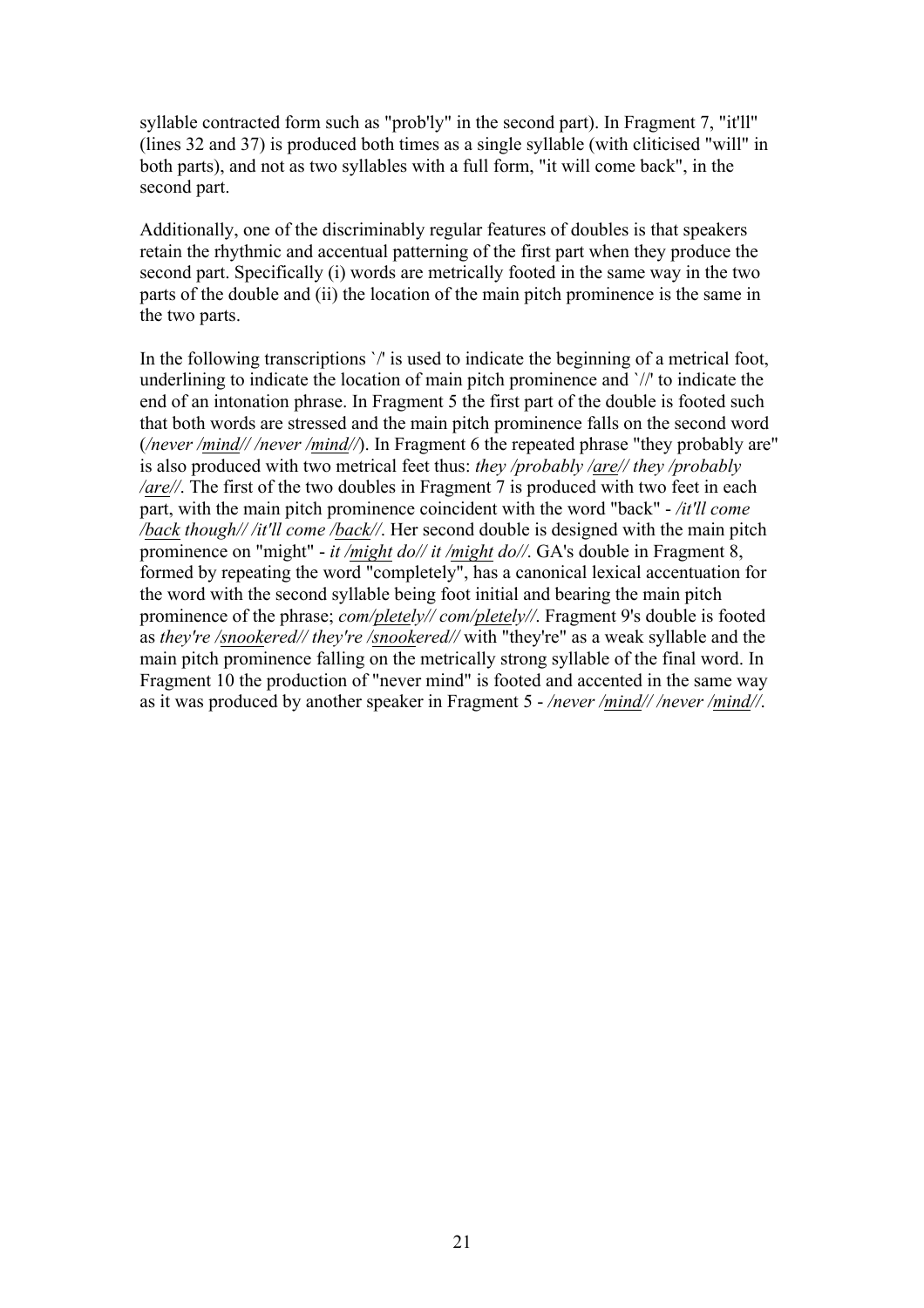syllable contracted form such as "prob'ly" in the second part). In Fragment 7, "it'll" (lines 32 and 37) is produced both times as a single syllable (with cliticised "will" in both parts), and not as two syllables with a full form, "it will come back", in the second part.

Additionally, one of the discriminably regular features of doubles is that speakers retain the rhythmic and accentual patterning of the first part when they produce the second part. Specifically (i) words are metrically footed in the same way in the two parts of the double and (ii) the location of the main pitch prominence is the same in the two parts.

In the following transcriptions `/' is used to indicate the beginning of a metrical foot, underlining to indicate the location of main pitch prominence and `//' to indicate the end of an intonation phrase. In Fragment 5 the first part of the double is footed such that both words are stressed and the main pitch prominence falls on the second word (*/never /<u>mind</u>// /never /<u>mind</u>//*). In Fragment 6 the repeated phrase "they probably are" is also produced with two metrical feet thus: *they /probably /<u>are</u>// they /probably /<u>are</u>//*. The first of the two doubles in Fragment 7 is produced with two feet in each part, with the main pitch prominence coincident with the word "back" - */it'll come /<u>back</u> though// /it'll come /<u>back</u>//*. Her second double is designed with the main pitch prominence on "might" - *it /<u>might</u> do// it /<u>might</u> do//*. GA's double in Fragment 8, formed by repeating the word "completely", has a canonical lexical accentuation for the word with the second syllable being foot initial and bearing the main pitch prominence of the phrase; *com/<u>plete</u>ly// com/<u>plete</u>ly//*. Fragment 9's double is footed as *they're /<u>snook</u>ered// they're /<u>snook</u>ered//* with "they're" as a weak syllable and the main pitch prominence falling on the metrically strong syllable of the final word. In Fragment 10 the production of "never mind" is footed and accented in the same way as it was produced by another speaker in Fragment 5 - */never /<u>mind</u>// /never /<u>mind</u>//*.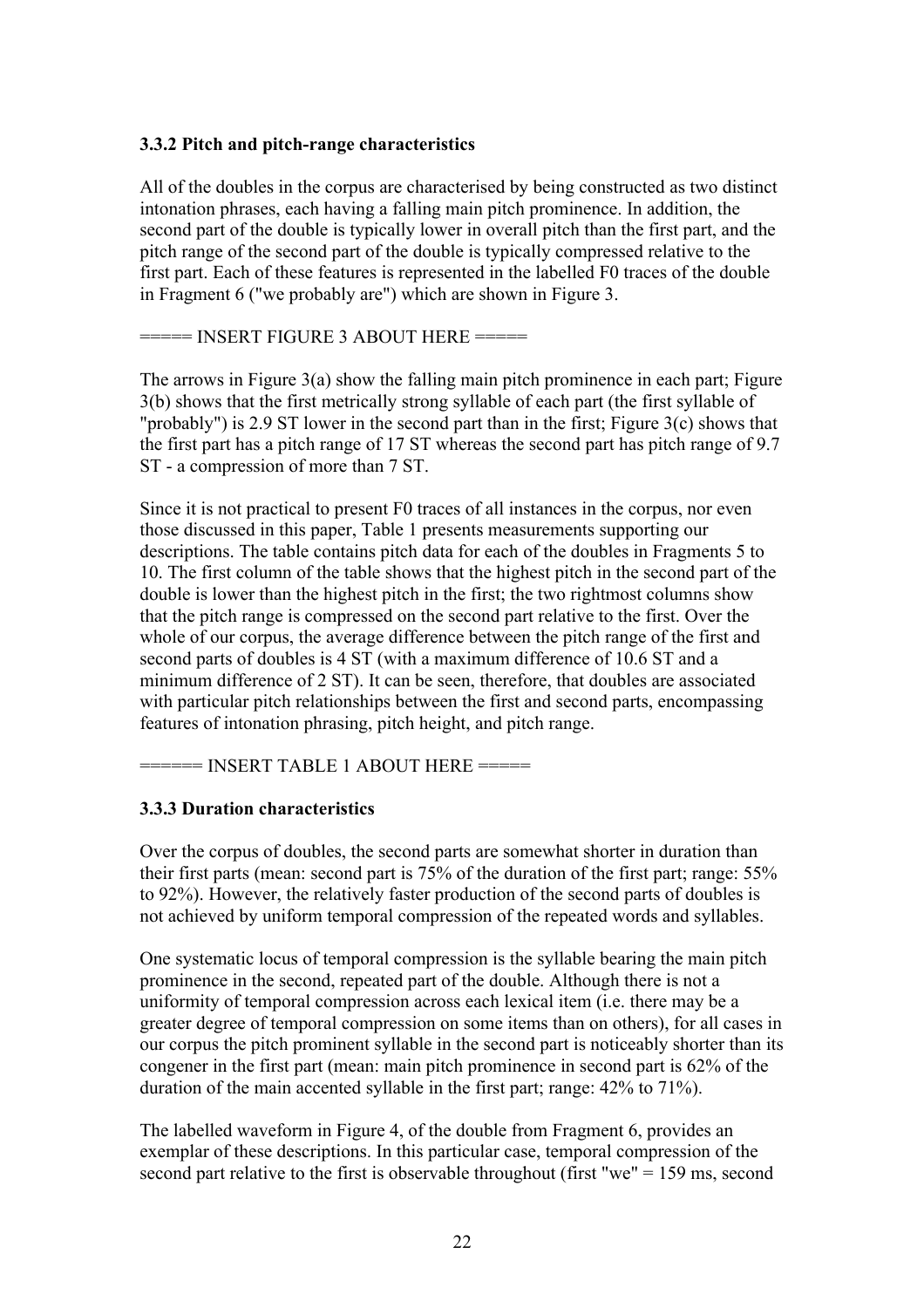### 3.3.2 Pitch and pitch-range characteristics

All of the doubles in the corpus are characterised by being constructed as two distinct intonation phrases, each having a falling main pitch prominence. In addition, the second part of the double is typically lower in overall pitch than the first part, and the pitch range of the second part of the double is typically compressed relative to the first part. Each of these features is represented in the labelled F0 traces of the double in Fragment 6 ("we probably are") which are shown in Figure 3.

===== INSERT FIGURE 3 ABOUT HERE =====

The arrows in Figure 3(a) show the falling main pitch prominence in each part; Figure 3(b) shows that the first metrically strong syllable of each part (the first syllable of "probably") is 2.9 ST lower in the second part than in the first; Figure 3(c) shows that the first part has a pitch range of 17 ST whereas the second part has pitch range of 9.7 ST - a compression of more than 7 ST.

Since it is not practical to present F0 traces of all instances in the corpus, nor even those discussed in this paper, Table 1 presents measurements supporting our descriptions. The table contains pitch data for each of the doubles in Fragments 5 to 10. The first column of the table shows that the highest pitch in the second part of the double is lower than the highest pitch in the first; the two rightmost columns show that the pitch range is compressed on the second part relative to the first. Over the whole of our corpus, the average difference between the pitch range of the first and second parts of doubles is 4 ST (with a maximum difference of 10.6 ST and a minimum difference of 2 ST). It can be seen, therefore, that doubles are associated with particular pitch relationships between the first and second parts, encompassing features of intonation phrasing, pitch height, and pitch range.

====== INSERT TABLE 1 ABOUT HERE =====

### 3.3.3 Duration characteristics

Over the corpus of doubles, the second parts are somewhat shorter in duration than their first parts (mean: second part is 75% of the duration of the first part; range: 55% to 92%). However, the relatively faster production of the second parts of doubles is not achieved by uniform temporal compression of the repeated words and syllables.

One systematic locus of temporal compression is the syllable bearing the main pitch prominence in the second, repeated part of the double. Although there is not a uniformity of temporal compression across each lexical item (i.e. there may be a greater degree of temporal compression on some items than on others), for all cases in our corpus the pitch prominent syllable in the second part is noticeably shorter than its congener in the first part (mean: main pitch prominence in second part is 62% of the duration of the main accented syllable in the first part; range: 42% to 71%).

The labelled waveform in Figure 4, of the double from Fragment 6, provides an exemplar of these descriptions. In this particular case, temporal compression of the second part relative to the first is observable throughout (first "we" = 159 ms, second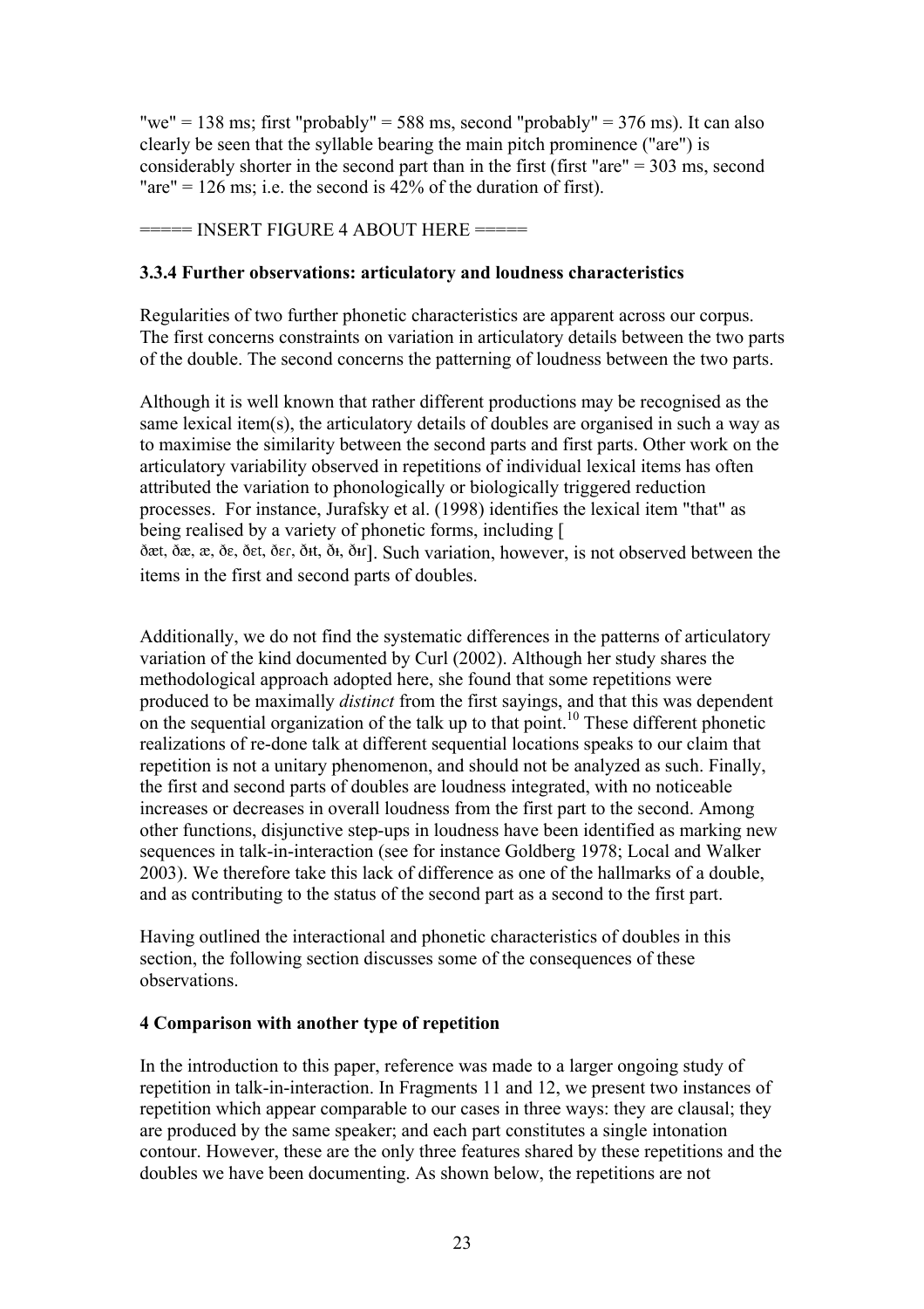"we" = 138 ms; first "probably" = 588 ms, second "probably" = 376 ms). It can also clearly be seen that the syllable bearing the main pitch prominence ("are") is considerably shorter in the second part than in the first (first "are" = 303 ms, second "are" = 126 ms; i.e. the second is 42% of the duration of first).

===== INSERT FIGURE 4 ABOUT HERE =====

**3.3.4 Further observations: articulatory and loudness characteristics**

Regularities of two further phonetic characteristics are apparent across our corpus. The first concerns constraints on variation in articulatory details between the two parts of the double. The second concerns the patterning of loudness between the two parts.

Although it is well known that rather different productions may be recognised as the same lexical item(s), the articulatory details of doubles are organised in such a way as to maximise the similarity between the second parts and first parts. Other work on the articulatory variability observed in repetitions of individual lexical items has often attributed the variation to phonologically or biologically triggered reduction processes. For instance, Jurafsky et al. (1998) identifies the lexical item "that" as being realised by a variety of phonetic forms, including [ ðæt, ðæ, æ, ðɛ, ðɛt, ðɛɾ, ðɨt, ðɨ, ðɨɾ]. Such variation, however, is not observed between the items in the first and second parts of doubles.

Additionally, we do not find the systematic differences in the patterns of articulatory variation of the kind documented by Curl (2002). Although her study shares the methodological approach adopted here, she found that some repetitions were produced to be maximally *distinct* from the first sayings, and that this was dependent on the sequential organization of the talk up to that point.[10] These different phonetic realizations of re-done talk at different sequential locations speaks to our claim that repetition is not a unitary phenomenon, and should not be analyzed as such. Finally, the first and second parts of doubles are loudness integrated, with no noticeable increases or decreases in overall loudness from the first part to the second. Among other functions, disjunctive step-ups in loudness have been identified as marking new sequences in talk-in-interaction (see for instance Goldberg 1978; Local and Walker 2003). We therefore take this lack of difference as one of the hallmarks of a double, and as contributing to the status of the second part as a second to the first part.

Having outlined the interactional and phonetic characteristics of doubles in this section, the following section discusses some of the consequences of these observations.

**4 Comparison with another type of repetition**

In the introduction to this paper, reference was made to a larger ongoing study of repetition in talk-in-interaction. In Fragments 11 and 12, we present two instances of repetition which appear comparable to our cases in three ways: they are clausal; they are produced by the same speaker; and each part constitutes a single intonation contour. However, these are the only three features shared by these repetitions and the doubles we have been documenting. As shown below, the repetitions are not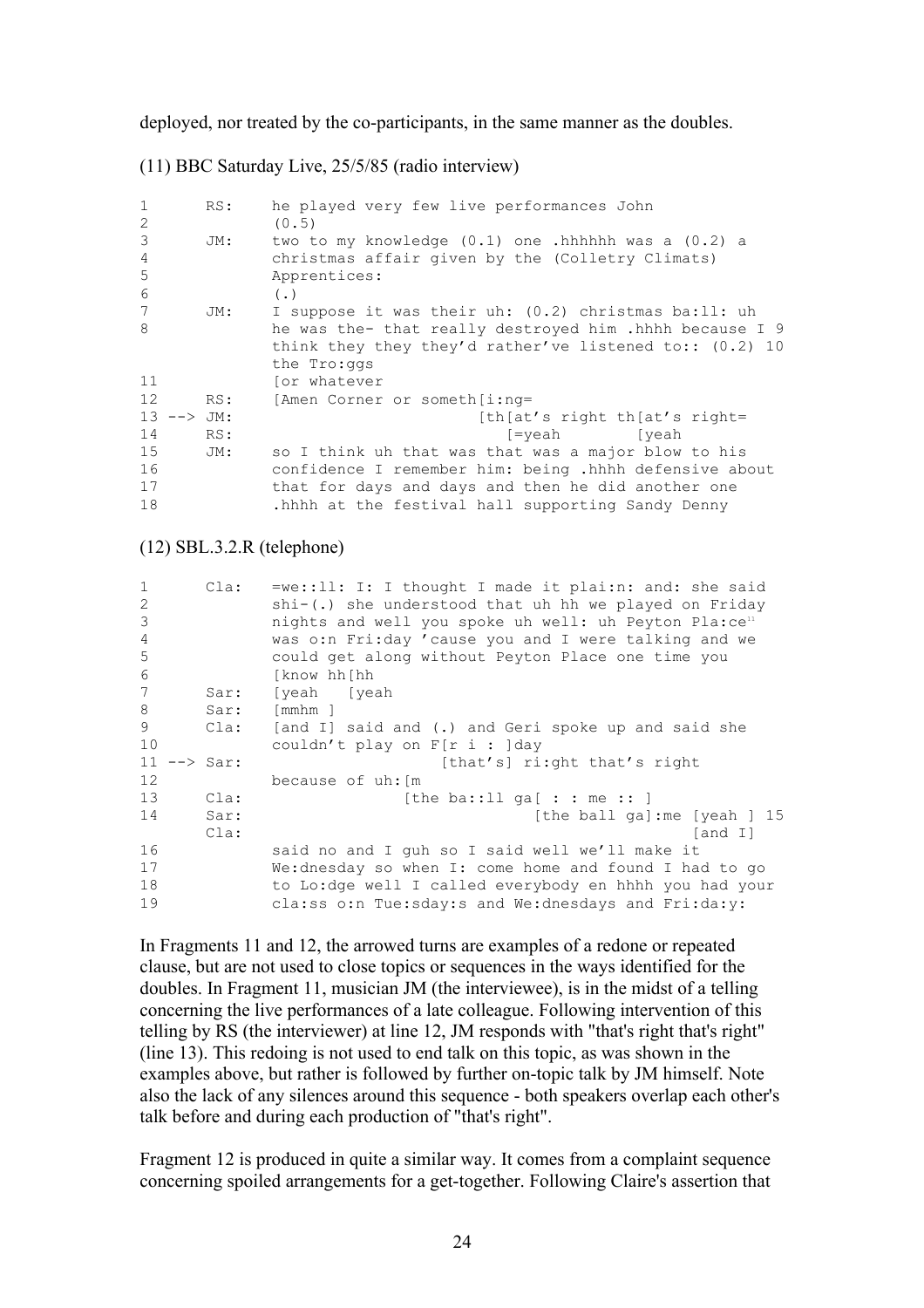deployed, nor treated by the co-participants, in the same manner as the doubles.

(11) BBC Saturday Live, 25/5/85 (radio interview)

```
1       RS:    he played very few live performances John
2              (0.5)
3       JM:    two to my knowledge (0.1) one .hhhhhh was a (0.2) a
4              christmas affair given by the (Colletry Climats)
5              Apprentices:
6              (.)
7       JM:    I suppose it was their uh: (0.2) christmas ba:ll: uh
8              he was the- that really destroyed him .hhhh because I 9
               think they they they'd rather've listened to:: (0.2) 10
               the Tro:ggs
11             [or whatever
12      RS:    [Amen Corner or someth[i:ng=
13 --> JM:                           [th[at's right th[at's right=
14      RS:                              [=yeah        [yeah
15      JM:    so I think uh that was that was a major blow to his
16             confidence I remember him: being .hhhh defensive about
17             that for days and days and then he did another one
18             .hhhh at the festival hall supporting Sandy Denny
```

(12) SBL.3.2.R (telephone)

```
1       Cla:   =we::ll: I: I thought I made it plai:n: and: she said
2              shi-(.) she understood that uh hh we played on Friday
3              nights and well you spoke uh well: uh Peyton Pla:ce[11]
4              was o:n Fri:day 'cause you and I were talking and we
5              could get along without Peyton Place one time you
6              [know hh[hh
7       Sar:   [yeah   [yeah
8       Sar:   [mmhm ]
9       Cla:   [and I] said and (.) and Geri spoke up and said she
10             couldn't play on F[r i : ]day
11 --> Sar:                     [that's] ri:ght that's right
12             because of uh:[m
13      Cla:                 [the ba::ll ga[ : : me :: ]
14      Sar:                               [the ball ga]:me [yeah ] 15
        Cla:                                                [and I]
16             said no and I guh so I said well we'll make it
17             We:dnesday so when I: come home and found I had to go
18             to Lo:dge well I called everybody en hhhh you had your
19             cla:ss o:n Tue:sday:s and We:dnesdays and Fri:da:y:
```

In Fragments 11 and 12, the arrowed turns are examples of a redone or repeated clause, but are not used to close topics or sequences in the ways identified for the doubles. In Fragment 11, musician JM (the interviewee), is in the midst of a telling concerning the live performances of a late colleague. Following intervention of this telling by RS (the interviewer) at line 12, JM responds with "that's right that's right" (line 13). This redoing is not used to end talk on this topic, as was shown in the examples above, but rather is followed by further on-topic talk by JM himself. Note also the lack of any silences around this sequence - both speakers overlap each other's talk before and during each production of "that's right".

Fragment 12 is produced in quite a similar way. It comes from a complaint sequence concerning spoiled arrangements for a get-together. Following Claire's assertion that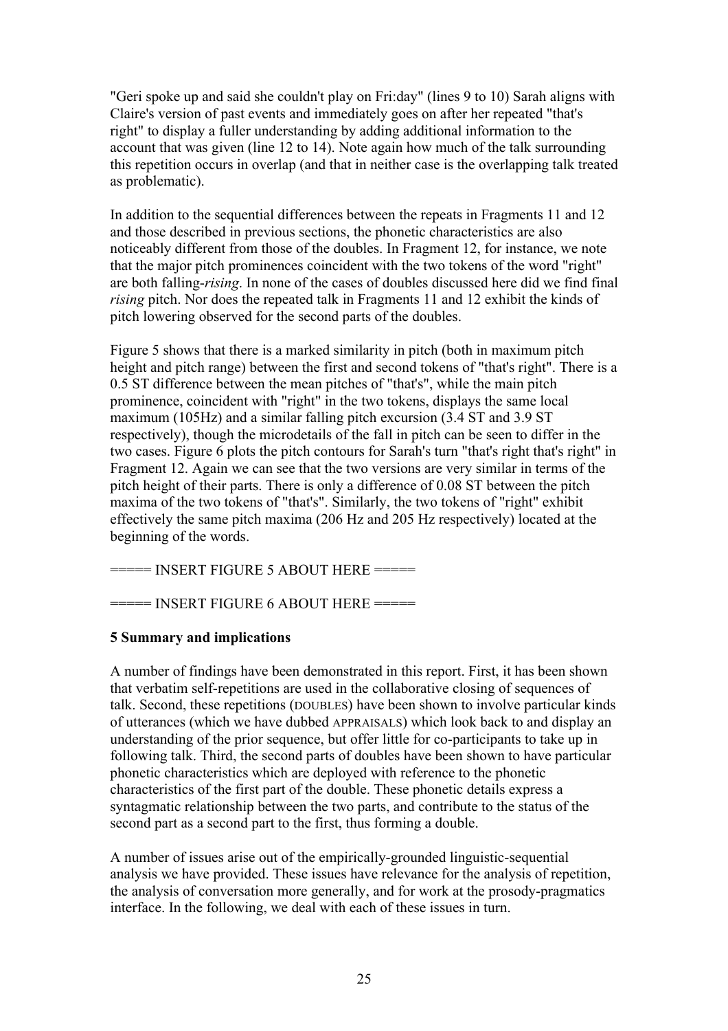"Geri spoke up and said she couldn't play on Fri:day" (lines 9 to 10) Sarah aligns with Claire's version of past events and immediately goes on after her repeated "that's right" to display a fuller understanding by adding additional information to the account that was given (line 12 to 14). Note again how much of the talk surrounding this repetition occurs in overlap (and that in neither case is the overlapping talk treated as problematic).

In addition to the sequential differences between the repeats in Fragments 11 and 12 and those described in previous sections, the phonetic characteristics are also noticeably different from those of the doubles. In Fragment 12, for instance, we note that the major pitch prominences coincident with the two tokens of the word "right" are both falling-*rising*. In none of the cases of doubles discussed here did we find final *rising* pitch. Nor does the repeated talk in Fragments 11 and 12 exhibit the kinds of pitch lowering observed for the second parts of the doubles.

Figure 5 shows that there is a marked similarity in pitch (both in maximum pitch height and pitch range) between the first and second tokens of "that's right". There is a 0.5 ST difference between the mean pitches of "that's", while the main pitch prominence, coincident with "right" in the two tokens, displays the same local maximum (105Hz) and a similar falling pitch excursion (3.4 ST and 3.9 ST respectively), though the microdetails of the fall in pitch can be seen to differ in the two cases. Figure 6 plots the pitch contours for Sarah's turn "that's right that's right" in Fragment 12. Again we can see that the two versions are very similar in terms of the pitch height of their parts. There is only a difference of 0.08 ST between the pitch maxima of the two tokens of "that's". Similarly, the two tokens of "right" exhibit effectively the same pitch maxima (206 Hz and 205 Hz respectively) located at the beginning of the words.

===== INSERT FIGURE 5 ABOUT HERE =====

===== INSERT FIGURE 6 ABOUT HERE =====

## 5 Summary and implications

A number of findings have been demonstrated in this report. First, it has been shown that verbatim self-repetitions are used in the collaborative closing of sequences of talk. Second, these repetitions (DOUBLES) have been shown to involve particular kinds of utterances (which we have dubbed APPRAISALS) which look back to and display an understanding of the prior sequence, but offer little for co-participants to take up in following talk. Third, the second parts of doubles have been shown to have particular phonetic characteristics which are deployed with reference to the phonetic characteristics of the first part of the double. These phonetic details express a syntagmatic relationship between the two parts, and contribute to the status of the second part as a second part to the first, thus forming a double.

A number of issues arise out of the empirically-grounded linguistic-sequential analysis we have provided. These issues have relevance for the analysis of repetition, the analysis of conversation more generally, and for work at the prosody-pragmatics interface. In the following, we deal with each of these issues in turn.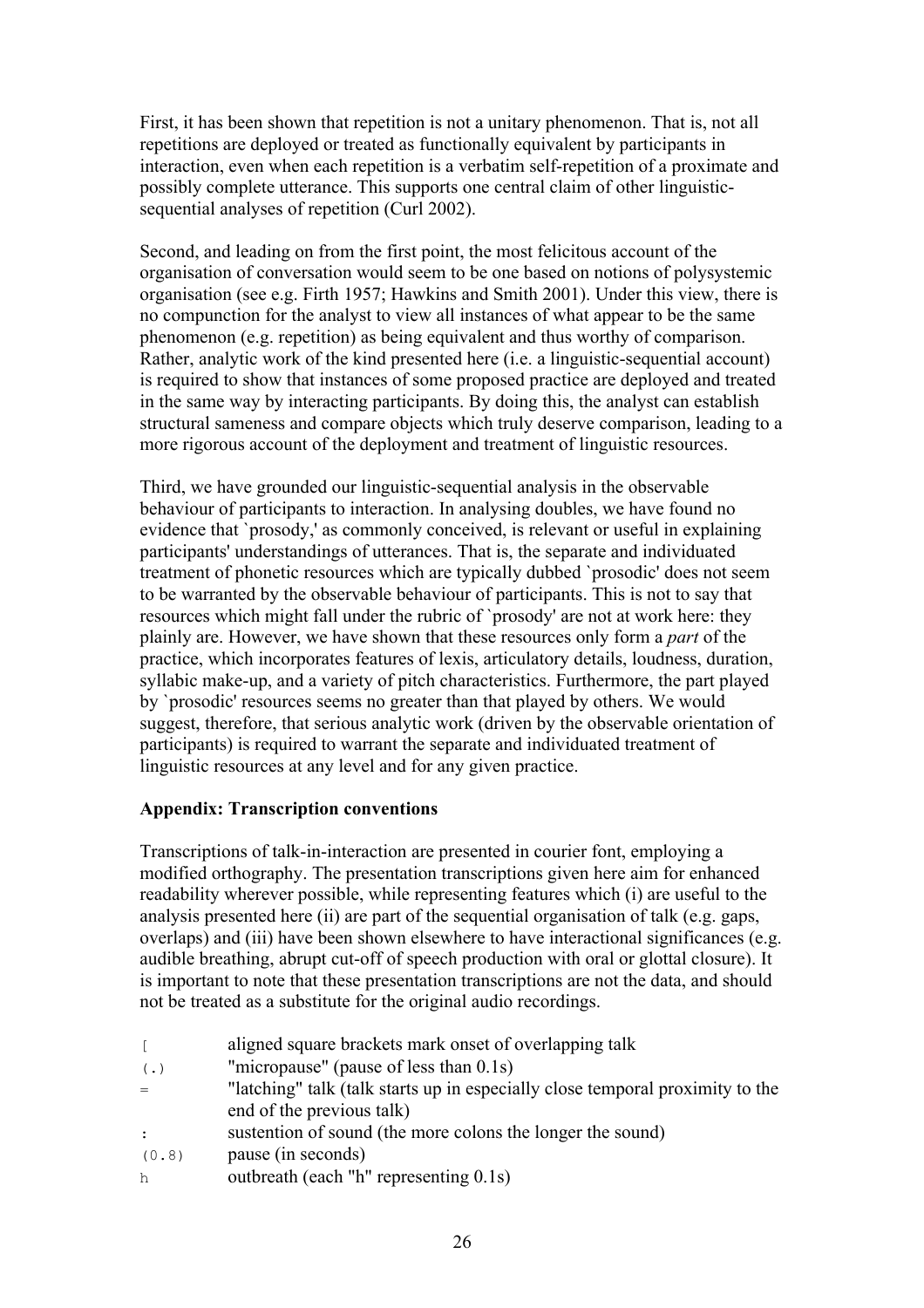First, it has been shown that repetition is not a unitary phenomenon. That is, not all repetitions are deployed or treated as functionally equivalent by participants in interaction, even when each repetition is a verbatim self-repetition of a proximate and possibly complete utterance. This supports one central claim of other linguistic-sequential analyses of repetition (Curl 2002).

Second, and leading on from the first point, the most felicitous account of the organisation of conversation would seem to be one based on notions of polysystemic organisation (see e.g. Firth 1957; Hawkins and Smith 2001). Under this view, there is no compunction for the analyst to view all instances of what appear to be the same phenomenon (e.g. repetition) as being equivalent and thus worthy of comparison. Rather, analytic work of the kind presented here (i.e. a linguistic-sequential account) is required to show that instances of some proposed practice are deployed and treated in the same way by interacting participants. By doing this, the analyst can establish structural sameness and compare objects which truly deserve comparison, leading to a more rigorous account of the deployment and treatment of linguistic resources.

Third, we have grounded our linguistic-sequential analysis in the observable behaviour of participants to interaction. In analysing doubles, we have found no evidence that `prosody,' as commonly conceived, is relevant or useful in explaining participants' understandings of utterances. That is, the separate and individuated treatment of phonetic resources which are typically dubbed `prosodic' does not seem to be warranted by the observable behaviour of participants. This is not to say that resources which might fall under the rubric of `prosody' are not at work here: they plainly are. However, we have shown that these resources only form a *part* of the practice, which incorporates features of lexis, articulatory details, loudness, duration, syllabic make-up, and a variety of pitch characteristics. Furthermore, the part played by `prosodic' resources seems no greater than that played by others. We would suggest, therefore, that serious analytic work (driven by the observable orientation of participants) is required to warrant the separate and individuated treatment of linguistic resources at any level and for any given practice.

**Appendix: Transcription conventions**

Transcriptions of talk-in-interaction are presented in courier font, employing a modified orthography. The presentation transcriptions given here aim for enhanced readability wherever possible, while representing features which (i) are useful to the analysis presented here (ii) are part of the sequential organisation of talk (e.g. gaps, overlaps) and (iii) have been shown elsewhere to have interactional significances (e.g. audible breathing, abrupt cut-off of speech production with oral or glottal closure). It is important to note that these presentation transcriptions are not the data, and should not be treated as a substitute for the original audio recordings.

| | |
|---|---|
| `[` | aligned square brackets mark onset of overlapping talk |
| `(.)` | "micropause" (pause of less than 0.1s) |
| `=` | "latching" talk (talk starts up in especially close temporal proximity to the end of the previous talk) |
| `:` | sustention of sound (the more colons the longer the sound) |
| `(0.8)` | pause (in seconds) |
| `h` | outbreath (each "h" representing 0.1s) |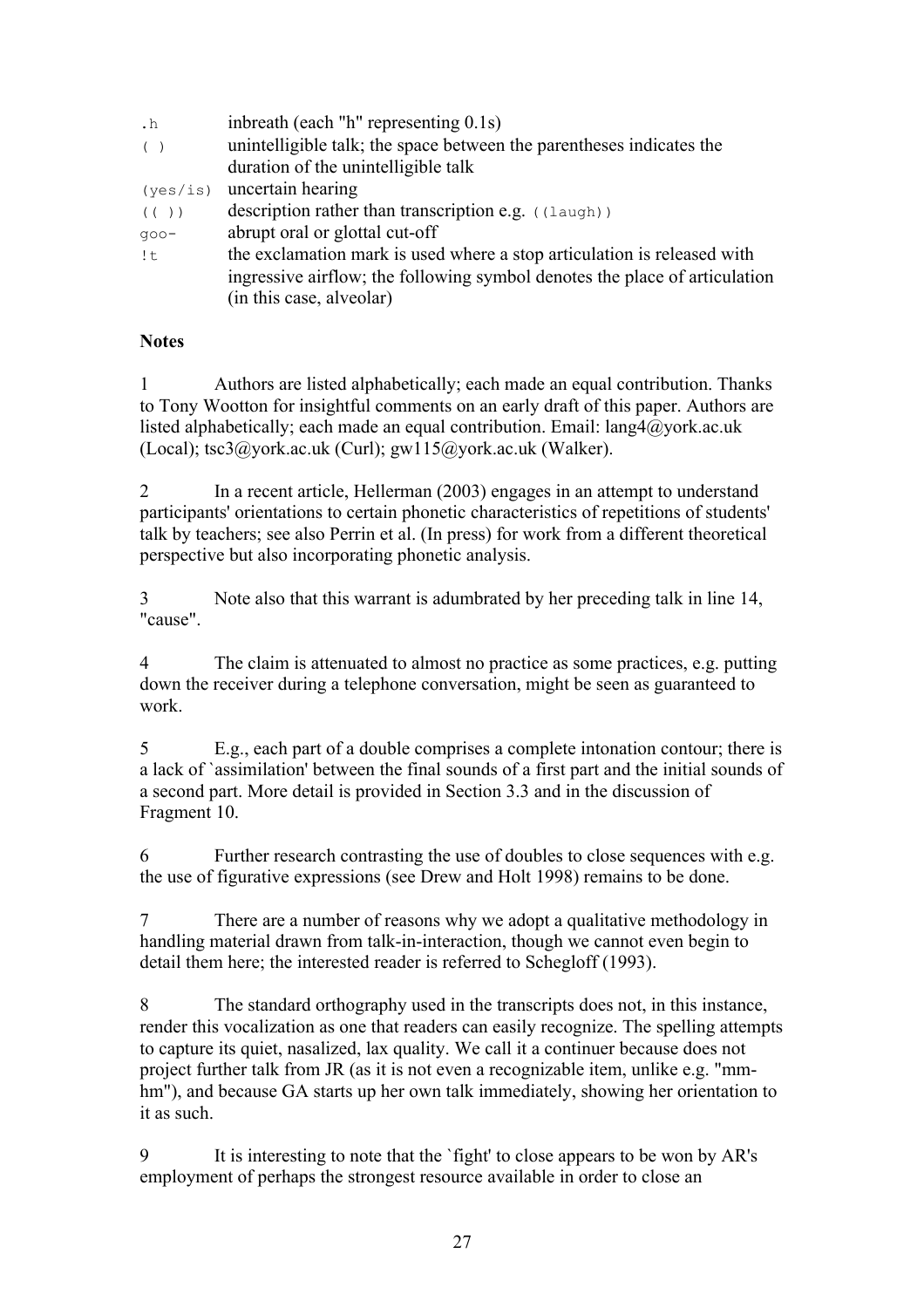| | |
|---|---|
| `.h` | inbreath (each "h" representing 0.1s) |
| `( )` | unintelligible talk; the space between the parentheses indicates the duration of the unintelligible talk |
| `(yes/is)` | uncertain hearing |
| `(( ))` | description rather than transcription e.g. `((laugh))` |
| `goo-` | abrupt oral or glottal cut-off |
| `!t` | the exclamation mark is used where a stop articulation is released with ingressive airflow; the following symbol denotes the place of articulation (in this case, alveolar) |

**Notes**

1 Authors are listed alphabetically; each made an equal contribution. Thanks to Tony Wootton for insightful comments on an early draft of this paper. Authors are listed alphabetically; each made an equal contribution. Email: lang4@york.ac.uk (Local); tsc3@york.ac.uk (Curl); gw115@york.ac.uk (Walker).

2 In a recent article, Hellerman (2003) engages in an attempt to understand participants' orientations to certain phonetic characteristics of repetitions of students' talk by teachers; see also Perrin et al. (In press) for work from a different theoretical perspective but also incorporating phonetic analysis.

3 Note also that this warrant is adumbrated by her preceding talk in line 14, "cause".

4 The claim is attenuated to almost no practice as some practices, e.g. putting down the receiver during a telephone conversation, might be seen as guaranteed to work.

5 E.g., each part of a double comprises a complete intonation contour; there is a lack of `assimilation' between the final sounds of a first part and the initial sounds of a second part. More detail is provided in Section 3.3 and in the discussion of Fragment 10.

6 Further research contrasting the use of doubles to close sequences with e.g. the use of figurative expressions (see Drew and Holt 1998) remains to be done.

7 There are a number of reasons why we adopt a qualitative methodology in handling material drawn from talk-in-interaction, though we cannot even begin to detail them here; the interested reader is referred to Schegloff (1993).

8 The standard orthography used in the transcripts does not, in this instance, render this vocalization as one that readers can easily recognize. The spelling attempts to capture its quiet, nasalized, lax quality. We call it a continuer because does not project further talk from JR (as it is not even a recognizable item, unlike e.g. "mm-hm"), and because GA starts up her own talk immediately, showing her orientation to it as such.

9 It is interesting to note that the `fight' to close appears to be won by AR's employment of perhaps the strongest resource available in order to close an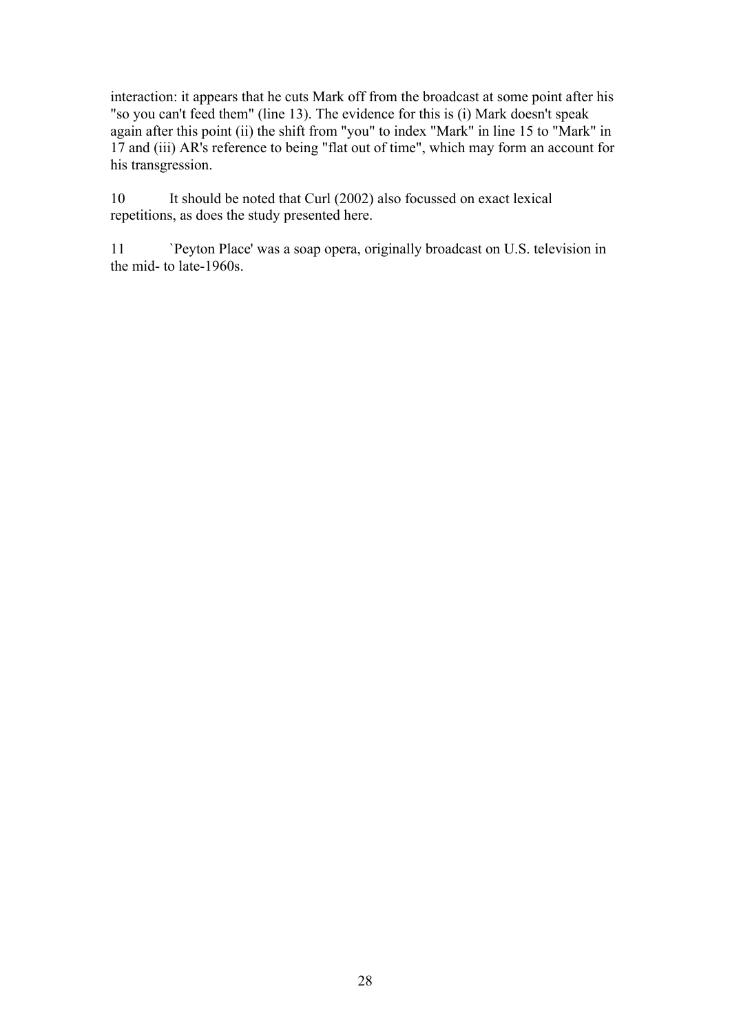interaction: it appears that he cuts Mark off from the broadcast at some point after his "so you can't feed them" (line 13). The evidence for this is (i) Mark doesn't speak again after this point (ii) the shift from "you" to index "Mark" in line 15 to "Mark" in 17 and (iii) AR's reference to being "flat out of time", which may form an account for his transgression.

10 It should be noted that Curl (2002) also focussed on exact lexical repetitions, as does the study presented here.

11 `Peyton Place' was a soap opera, originally broadcast on U.S. television in the mid- to late-1960s.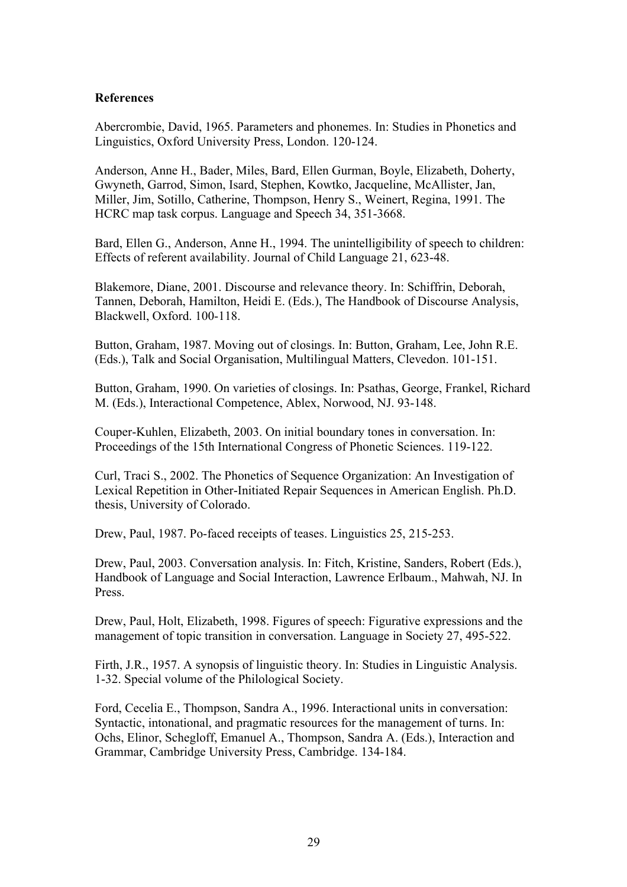**References**

Abercrombie, David, 1965. Parameters and phonemes. In: Studies in Phonetics and Linguistics, Oxford University Press, London. 120-124.

Anderson, Anne H., Bader, Miles, Bard, Ellen Gurman, Boyle, Elizabeth, Doherty, Gwyneth, Garrod, Simon, Isard, Stephen, Kowtko, Jacqueline, McAllister, Jan, Miller, Jim, Sotillo, Catherine, Thompson, Henry S., Weinert, Regina, 1991. The HCRC map task corpus. Language and Speech 34, 351-3668.

Bard, Ellen G., Anderson, Anne H., 1994. The unintelligibility of speech to children: Effects of referent availability. Journal of Child Language 21, 623-48.

Blakemore, Diane, 2001. Discourse and relevance theory. In: Schiffrin, Deborah, Tannen, Deborah, Hamilton, Heidi E. (Eds.), The Handbook of Discourse Analysis, Blackwell, Oxford. 100-118.

Button, Graham, 1987. Moving out of closings. In: Button, Graham, Lee, John R.E. (Eds.), Talk and Social Organisation, Multilingual Matters, Clevedon. 101-151.

Button, Graham, 1990. On varieties of closings. In: Psathas, George, Frankel, Richard M. (Eds.), Interactional Competence, Ablex, Norwood, NJ. 93-148.

Couper-Kuhlen, Elizabeth, 2003. On initial boundary tones in conversation. In: Proceedings of the 15th International Congress of Phonetic Sciences. 119-122.

Curl, Traci S., 2002. The Phonetics of Sequence Organization: An Investigation of Lexical Repetition in Other-Initiated Repair Sequences in American English. Ph.D. thesis, University of Colorado.

Drew, Paul, 1987. Po-faced receipts of teases. Linguistics 25, 215-253.

Drew, Paul, 2003. Conversation analysis. In: Fitch, Kristine, Sanders, Robert (Eds.), Handbook of Language and Social Interaction, Lawrence Erlbaum., Mahwah, NJ. In Press.

Drew, Paul, Holt, Elizabeth, 1998. Figures of speech: Figurative expressions and the management of topic transition in conversation. Language in Society 27, 495-522.

Firth, J.R., 1957. A synopsis of linguistic theory. In: Studies in Linguistic Analysis. 1-32. Special volume of the Philological Society.

Ford, Cecelia E., Thompson, Sandra A., 1996. Interactional units in conversation: Syntactic, intonational, and pragmatic resources for the management of turns. In: Ochs, Elinor, Schegloff, Emanuel A., Thompson, Sandra A. (Eds.), Interaction and Grammar, Cambridge University Press, Cambridge. 134-184.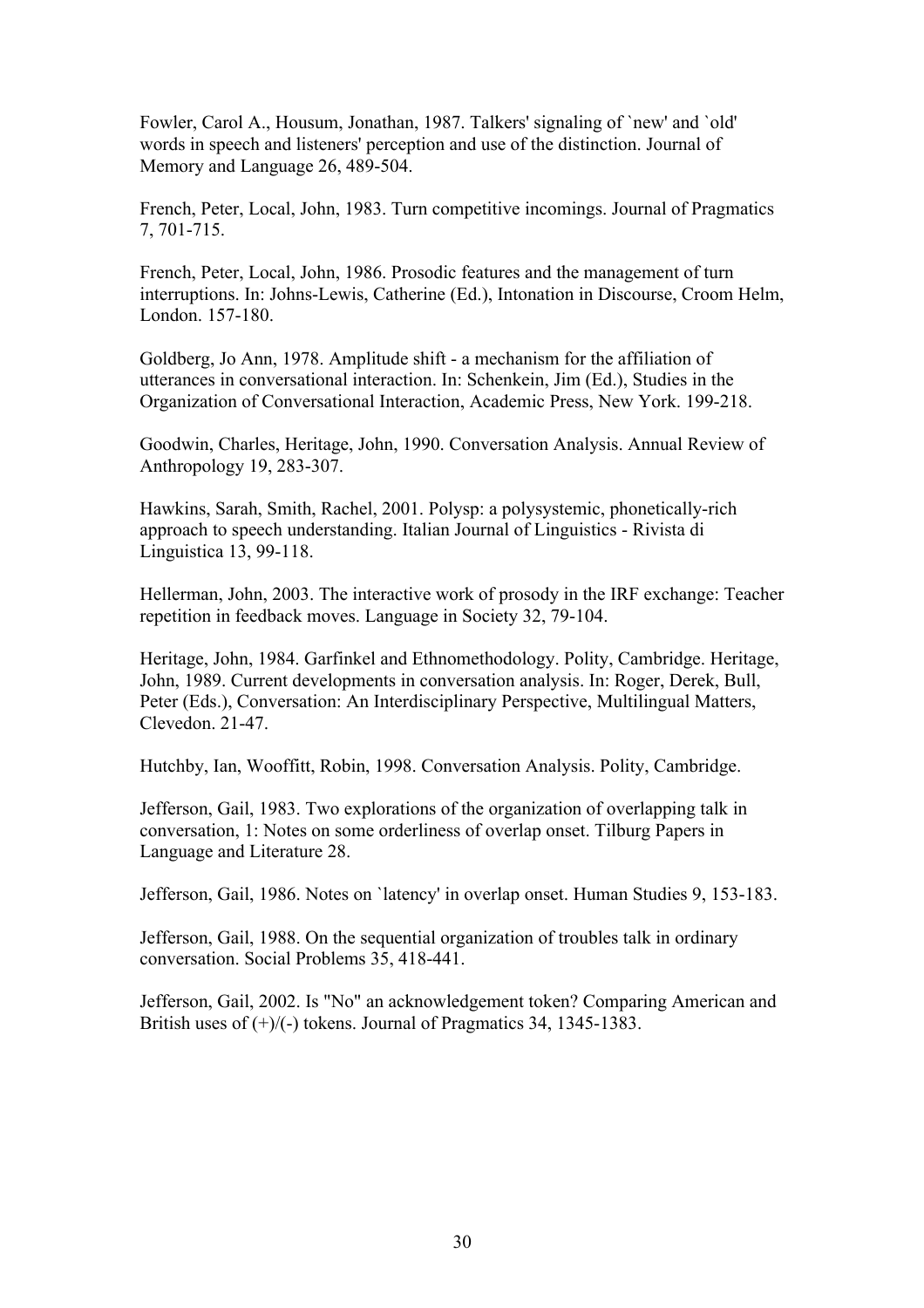Fowler, Carol A., Housum, Jonathan, 1987. Talkers' signaling of `new' and `old' words in speech and listeners' perception and use of the distinction. Journal of Memory and Language 26, 489-504.

French, Peter, Local, John, 1983. Turn competitive incomings. Journal of Pragmatics 7, 701-715.

French, Peter, Local, John, 1986. Prosodic features and the management of turn interruptions. In: Johns-Lewis, Catherine (Ed.), Intonation in Discourse, Croom Helm, London. 157-180.

Goldberg, Jo Ann, 1978. Amplitude shift - a mechanism for the affiliation of utterances in conversational interaction. In: Schenkein, Jim (Ed.), Studies in the Organization of Conversational Interaction, Academic Press, New York. 199-218.

Goodwin, Charles, Heritage, John, 1990. Conversation Analysis. Annual Review of Anthropology 19, 283-307.

Hawkins, Sarah, Smith, Rachel, 2001. Polysp: a polysystemic, phonetically-rich approach to speech understanding. Italian Journal of Linguistics - Rivista di Linguistica 13, 99-118.

Hellerman, John, 2003. The interactive work of prosody in the IRF exchange: Teacher repetition in feedback moves. Language in Society 32, 79-104.

Heritage, John, 1984. Garfinkel and Ethnomethodology. Polity, Cambridge. Heritage, John, 1989. Current developments in conversation analysis. In: Roger, Derek, Bull, Peter (Eds.), Conversation: An Interdisciplinary Perspective, Multilingual Matters, Clevedon. 21-47.

Hutchby, Ian, Wooffitt, Robin, 1998. Conversation Analysis. Polity, Cambridge.

Jefferson, Gail, 1983. Two explorations of the organization of overlapping talk in conversation, 1: Notes on some orderliness of overlap onset. Tilburg Papers in Language and Literature 28.

Jefferson, Gail, 1986. Notes on `latency' in overlap onset. Human Studies 9, 153-183.

Jefferson, Gail, 1988. On the sequential organization of troubles talk in ordinary conversation. Social Problems 35, 418-441.

Jefferson, Gail, 2002. Is "No" an acknowledgement token? Comparing American and British uses of (+)/(-) tokens. Journal of Pragmatics 34, 1345-1383.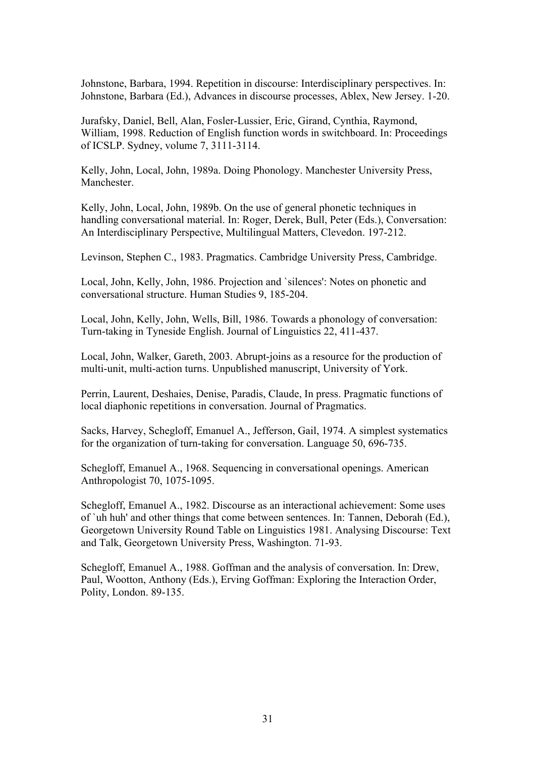Johnstone, Barbara, 1994. Repetition in discourse: Interdisciplinary perspectives. In: Johnstone, Barbara (Ed.), Advances in discourse processes, Ablex, New Jersey. 1-20.

Jurafsky, Daniel, Bell, Alan, Fosler-Lussier, Eric, Girand, Cynthia, Raymond, William, 1998. Reduction of English function words in switchboard. In: Proceedings of ICSLP. Sydney, volume 7, 3111-3114.

Kelly, John, Local, John, 1989a. Doing Phonology. Manchester University Press, Manchester.

Kelly, John, Local, John, 1989b. On the use of general phonetic techniques in handling conversational material. In: Roger, Derek, Bull, Peter (Eds.), Conversation: An Interdisciplinary Perspective, Multilingual Matters, Clevedon. 197-212.

Levinson, Stephen C., 1983. Pragmatics. Cambridge University Press, Cambridge.

Local, John, Kelly, John, 1986. Projection and `silences': Notes on phonetic and conversational structure. Human Studies 9, 185-204.

Local, John, Kelly, John, Wells, Bill, 1986. Towards a phonology of conversation: Turn-taking in Tyneside English. Journal of Linguistics 22, 411-437.

Local, John, Walker, Gareth, 2003. Abrupt-joins as a resource for the production of multi-unit, multi-action turns. Unpublished manuscript, University of York.

Perrin, Laurent, Deshaies, Denise, Paradis, Claude, In press. Pragmatic functions of local diaphonic repetitions in conversation. Journal of Pragmatics.

Sacks, Harvey, Schegloff, Emanuel A., Jefferson, Gail, 1974. A simplest systematics for the organization of turn-taking for conversation. Language 50, 696-735.

Schegloff, Emanuel A., 1968. Sequencing in conversational openings. American Anthropologist 70, 1075-1095.

Schegloff, Emanuel A., 1982. Discourse as an interactional achievement: Some uses of `uh huh' and other things that come between sentences. In: Tannen, Deborah (Ed.), Georgetown University Round Table on Linguistics 1981. Analysing Discourse: Text and Talk, Georgetown University Press, Washington. 71-93.

Schegloff, Emanuel A., 1988. Goffman and the analysis of conversation. In: Drew, Paul, Wootton, Anthony (Eds.), Erving Goffman: Exploring the Interaction Order, Polity, London. 89-135.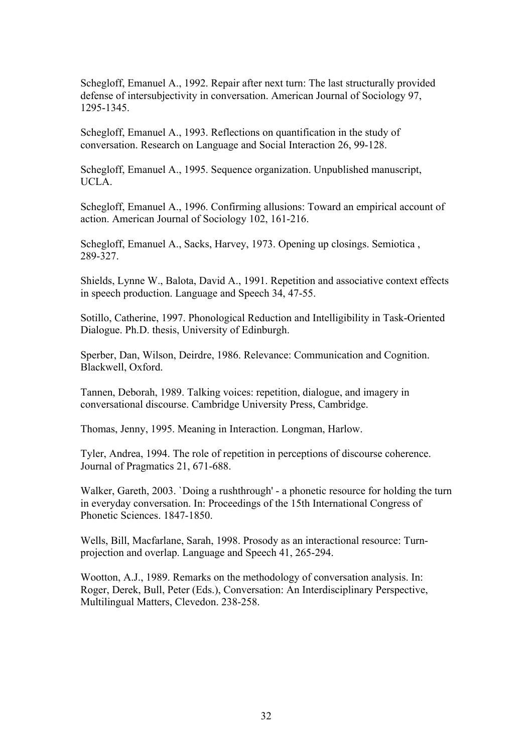Schegloff, Emanuel A., 1992. Repair after next turn: The last structurally provided defense of intersubjectivity in conversation. American Journal of Sociology 97, 1295-1345.

Schegloff, Emanuel A., 1993. Reflections on quantification in the study of conversation. Research on Language and Social Interaction 26, 99-128.

Schegloff, Emanuel A., 1995. Sequence organization. Unpublished manuscript, UCLA.

Schegloff, Emanuel A., 1996. Confirming allusions: Toward an empirical account of action. American Journal of Sociology 102, 161-216.

Schegloff, Emanuel A., Sacks, Harvey, 1973. Opening up closings. Semiotica , 289-327.

Shields, Lynne W., Balota, David A., 1991. Repetition and associative context effects in speech production. Language and Speech 34, 47-55.

Sotillo, Catherine, 1997. Phonological Reduction and Intelligibility in Task-Oriented Dialogue. Ph.D. thesis, University of Edinburgh.

Sperber, Dan, Wilson, Deirdre, 1986. Relevance: Communication and Cognition. Blackwell, Oxford.

Tannen, Deborah, 1989. Talking voices: repetition, dialogue, and imagery in conversational discourse. Cambridge University Press, Cambridge.

Thomas, Jenny, 1995. Meaning in Interaction. Longman, Harlow.

Tyler, Andrea, 1994. The role of repetition in perceptions of discourse coherence. Journal of Pragmatics 21, 671-688.

Walker, Gareth, 2003. `Doing a rushthrough' - a phonetic resource for holding the turn in everyday conversation. In: Proceedings of the 15th International Congress of Phonetic Sciences. 1847-1850.

Wells, Bill, Macfarlane, Sarah, 1998. Prosody as an interactional resource: Turn-projection and overlap. Language and Speech 41, 265-294.

Wootton, A.J., 1989. Remarks on the methodology of conversation analysis. In: Roger, Derek, Bull, Peter (Eds.), Conversation: An Interdisciplinary Perspective, Multilingual Matters, Clevedon. 238-258.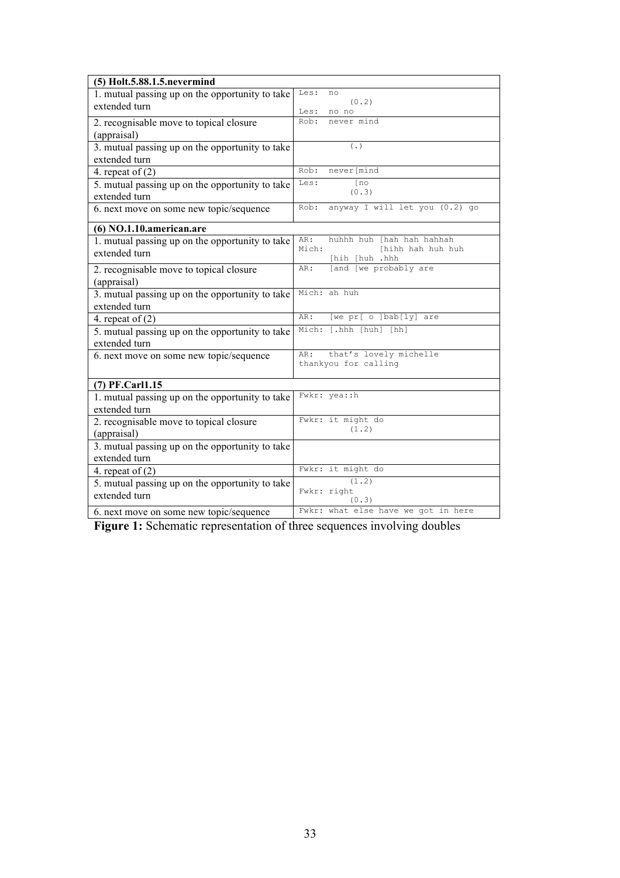| (5) Holt.5.88.1.5.nevermind | |
|---|---|
| 1. mutual passing up on the opportunity to take extended turn | Les: no<br>(0.2)<br>Les: no no |
| 2. recognisable move to topical closure (appraisal) | Rob: never mind |
| 3. mutual passing up on the opportunity to take extended turn | (.) |
| 4. repeat of (2) | Rob: never[mind |
| 5. mutual passing up on the opportunity to take extended turn | Les: [no<br>(0.3) |
| 6. next move on some new topic/sequence | Rob: anyway I will let you (0.2) go |
| **(6) NO.1.10.american.are** | |
| 1. mutual passing up on the opportunity to take extended turn | AR: huhhh huh [hah hah hahhah<br>Mich: [hihh hah huh huh<br>[hih [huh .hhh |
| 2. recognisable move to topical closure (appraisal) | AR: [and [we probably are |
| 3. mutual passing up on the opportunity to take extended turn | Mich: ah huh |
| 4. repeat of (2) | AR: [we pr[ o ]bab[ly] are |
| 5. mutual passing up on the opportunity to take extended turn | Mich: [.hhh [huh] [hh] |
| 6. next move on some new topic/sequence | AR: that's lovely michelle<br>thankyou for calling |
| **(7) PF.Carl1.15** | |
| 1. mutual passing up on the opportunity to take extended turn | Fwkr: yea::h |
| 2. recognisable move to topical closure (appraisal) | Fwkr: it might do<br>(1.2) |
| 3. mutual passing up on the opportunity to take extended turn | |
| 4. repeat of (2) | Fwkr: it might do |
| 5. mutual passing up on the opportunity to take extended turn | (1.2)<br>Fwkr: right<br>(0.3) |
| 6. next move on some new topic/sequence | Fwkr: what else have we got in here |

**Figure 1:** Schematic representation of three sequences involving doubles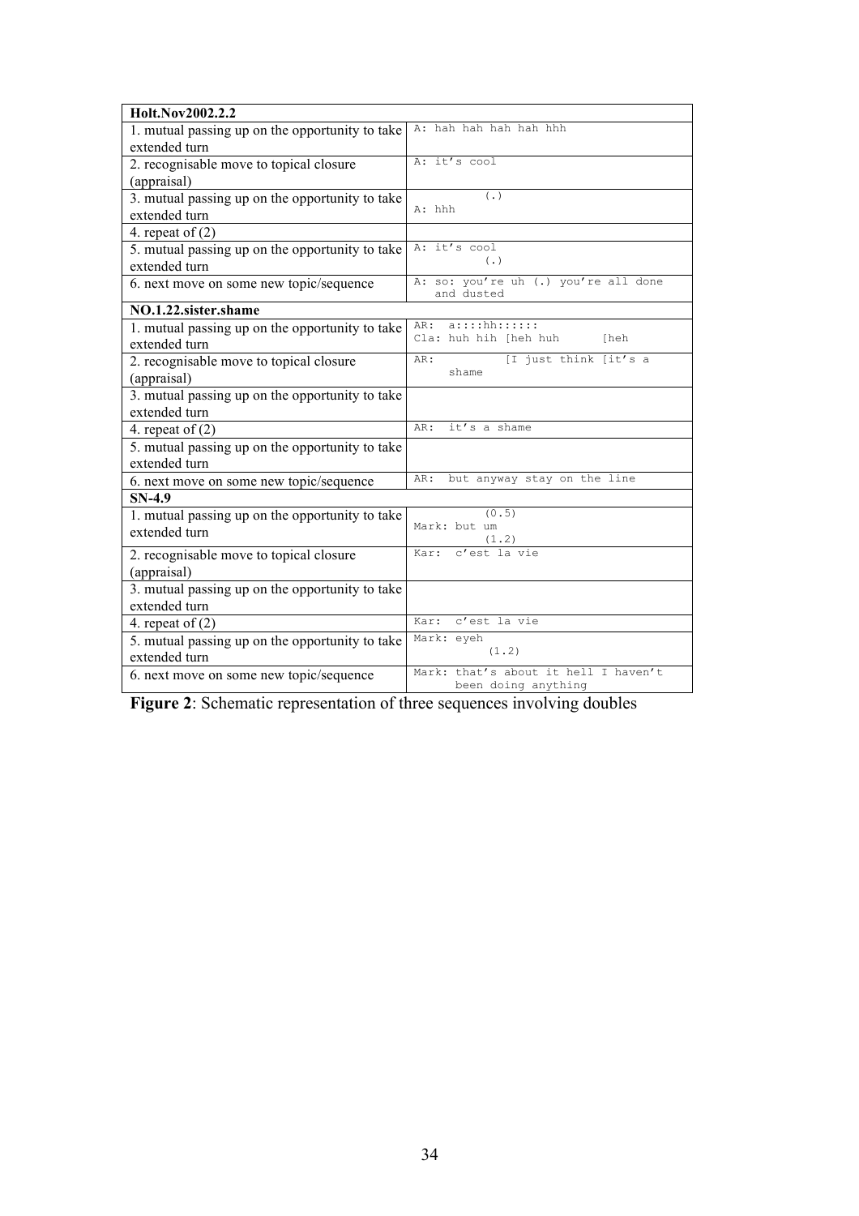| **Holt.Nov2002.2.2** | |
|---|---|
| 1. mutual passing up on the opportunity to take extended turn | A: hah hah hah hah hhh |
| 2. recognisable move to topical closure (appraisal) | A: it's cool |
| 3. mutual passing up on the opportunity to take extended turn | (.)<br>A: hhh |
| 4. repeat of (2) | |
| 5. mutual passing up on the opportunity to take extended turn | A: it's cool<br>(.) |
| 6. next move on some new topic/sequence | A: so: you're uh (.) you're all done and dusted |
| **NO.1.22.sister.shame** | |
| 1. mutual passing up on the opportunity to take extended turn | AR: a::::hh::::::<br>Cla: huh hih [heh huh [heh |
| 2. recognisable move to topical closure (appraisal) | AR: [I just think [it's a shame |
| 3. mutual passing up on the opportunity to take extended turn | |
| 4. repeat of (2) | AR: it's a shame |
| 5. mutual passing up on the opportunity to take extended turn | |
| 6. next move on some new topic/sequence | AR: but anyway stay on the line |
| **SN-4.9** | |
| 1. mutual passing up on the opportunity to take extended turn | (0.5)<br>Mark: but um<br>(1.2) |
| 2. recognisable move to topical closure (appraisal) | Kar: c'est la vie |
| 3. mutual passing up on the opportunity to take extended turn | |
| 4. repeat of (2) | Kar: c'est la vie |
| 5. mutual passing up on the opportunity to take extended turn | Mark: eyeh<br>(1.2) |
| 6. next move on some new topic/sequence | Mark: that's about it hell I haven't been doing anything |

**Figure 2**: Schematic representation of three sequences involving doubles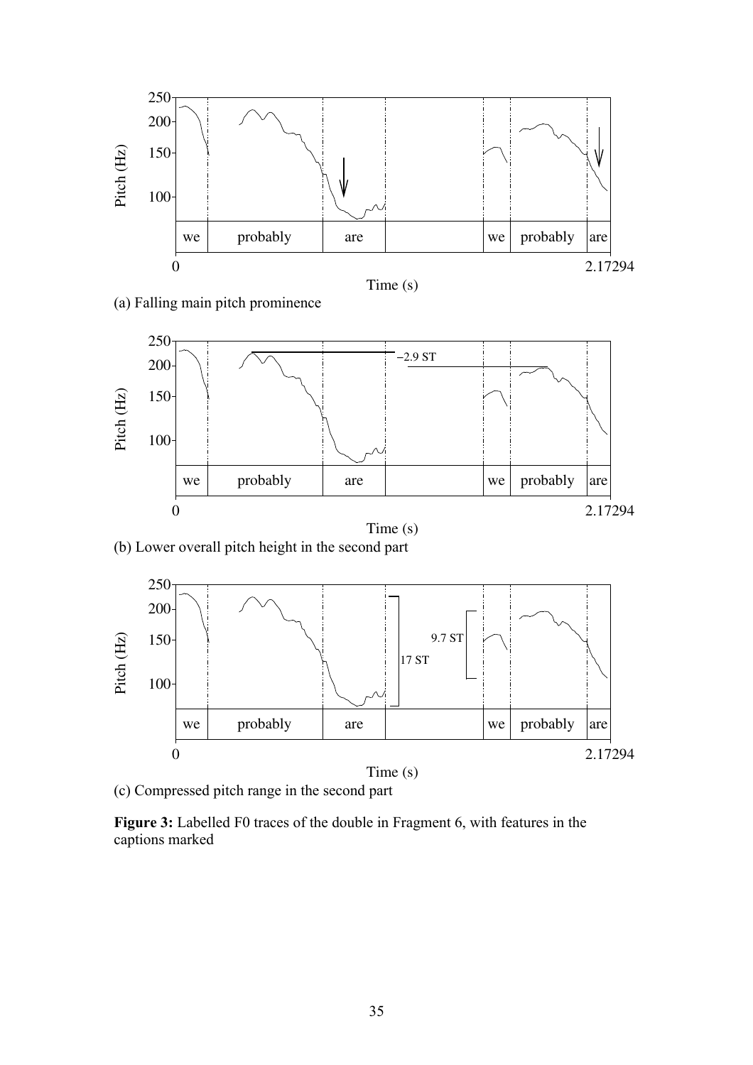(a) Falling main pitch prominence

(b) Lower overall pitch height in the second part

(c) Compressed pitch range in the second part

**Figure 3:** Labelled F0 traces of the double in Fragment 6, with features in the captions marked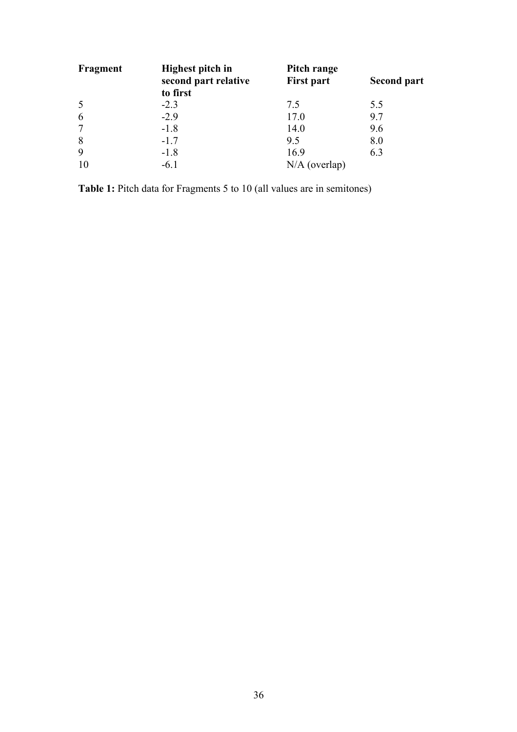| Fragment | Highest pitch in second part relative to first | Pitch range | |
|---|---|---|---|
| | | First part | Second part |
| 5 | -2.3 | 7.5 | 5.5 |
| 6 | -2.9 | 17.0 | 9.7 |
| 7 | -1.8 | 14.0 | 9.6 |
| 8 | -1.7 | 9.5 | 8.0 |
| 9 | -1.8 | 16.9 | 6.3 |
| 10 | -6.1 | N/A (overlap) | |

**Table 1:** Pitch data for Fragments 5 to 10 (all values are in semitones)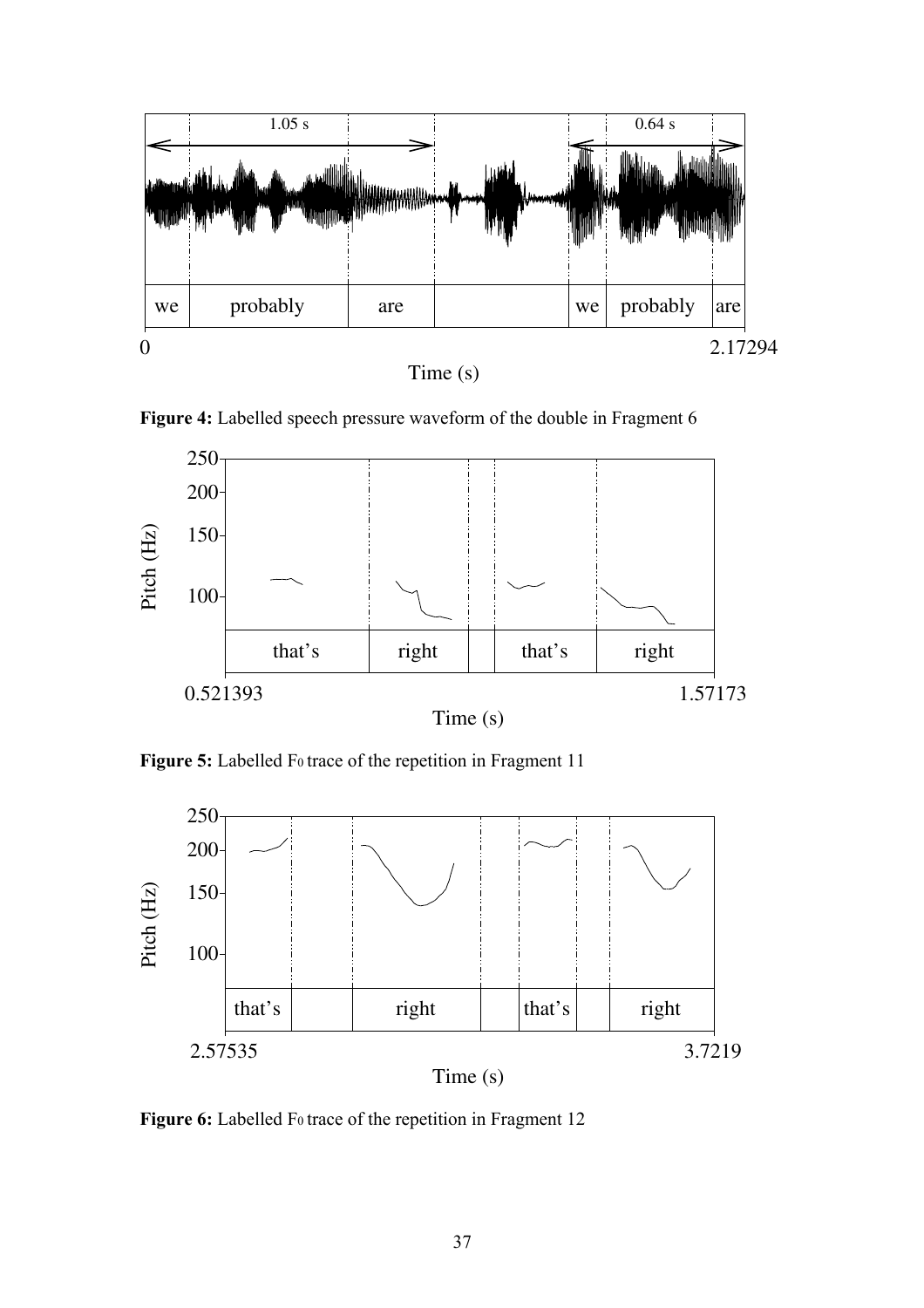1.05 s

0.64 s

we | probably | are | | we | probably | are

0

2.17294

Time (s)

**Figure 4:** Labelled speech pressure waveform of the double in Fragment 6

250

200

150

100

Pitch (Hz)

that's | right | | that's | right

0.521393

1.57173

Time (s)

**Figure 5:** Labelled $F_0$ trace of the repetition in Fragment 11

250

200

150

100

Pitch (Hz)

that's | | right | | that's | | right

2.57535

3.7219

Time (s)

**Figure 6:** Labelled $F_0$ trace of the repetition in Fragment 12